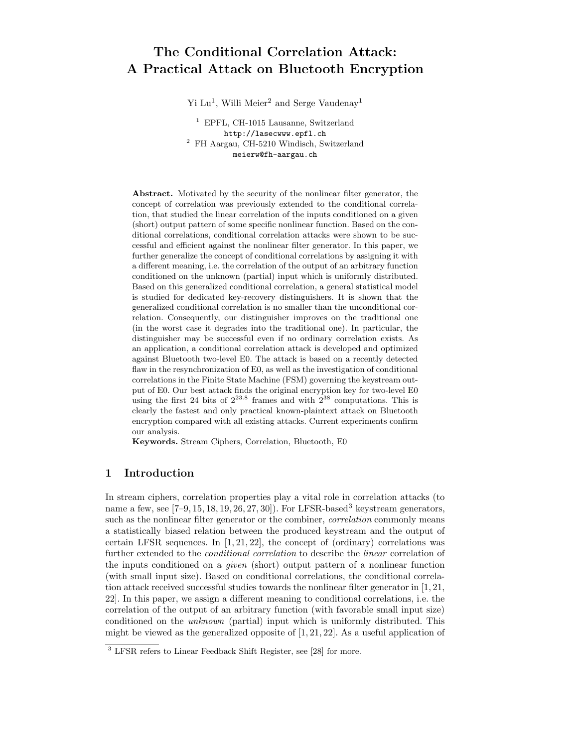# The Conditional Correlation Attack: A Practical Attack on Bluetooth Encryption

Yi Lu[1], Willi Meier[2] and Serge Vaudenay[1]

[1] EPFL, CH-1015 Lausanne, Switzerland
`http://lasecwww.epfl.ch`
[2] FH Aargau, CH-5210 Windisch, Switzerland
`meierw@fh-aargau.ch`

**Abstract.** Motivated by the security of the nonlinear filter generator, the concept of correlation was previously extended to the conditional correlation, that studied the linear correlation of the inputs conditioned on a given (short) output pattern of some specific nonlinear function. Based on the conditional correlations, conditional correlation attacks were shown to be successful and efficient against the nonlinear filter generator. In this paper, we further generalize the concept of conditional correlations by assigning it with a different meaning, i.e. the correlation of the output of an arbitrary function conditioned on the unknown (partial) input which is uniformly distributed. Based on this generalized conditional correlation, a general statistical model is studied for dedicated key-recovery distinguishers. It is shown that the generalized conditional correlation is no smaller than the unconditional correlation. Consequently, our distinguisher improves on the traditional one (in the worst case it degrades into the traditional one). In particular, the distinguisher may be successful even if no ordinary correlation exists. As an application, a conditional correlation attack is developed and optimized against Bluetooth two-level E0. The attack is based on a recently detected flaw in the resynchronization of E0, as well as the investigation of conditional correlations in the Finite State Machine (FSM) governing the keystream output of E0. Our best attack finds the original encryption key for two-level E0 using the first 24 bits of $2^{23.8}$ frames and with $2^{38}$ computations. This is clearly the fastest and only practical known-plaintext attack on Bluetooth encryption compared with all existing attacks. Current experiments confirm our analysis.

**Keywords.** Stream Ciphers, Correlation, Bluetooth, E0

## 1 Introduction

In stream ciphers, correlation properties play a vital role in correlation attacks (to name a few, see [7–9, 15, 18, 19, 26, 27, 30]). For LFSR-based[3] keystream generators, such as the nonlinear filter generator or the combiner, *correlation* commonly means a statistically biased relation between the produced keystream and the output of certain LFSR sequences. In [1, 21, 22], the concept of (ordinary) correlations was further extended to the *conditional correlation* to describe the *linear* correlation of the inputs conditioned on a *given* (short) output pattern of a nonlinear function (with small input size). Based on conditional correlations, the conditional correlation attack received successful studies towards the nonlinear filter generator in [1, 21, 22]. In this paper, we assign a different meaning to conditional correlations, i.e. the correlation of the output of an arbitrary function (with favorable small input size) conditioned on the *unknown* (partial) input which is uniformly distributed. This might be viewed as the generalized opposite of [1, 21, 22]. As a useful application of

[3] LFSR refers to Linear Feedback Shift Register, see [28] for more.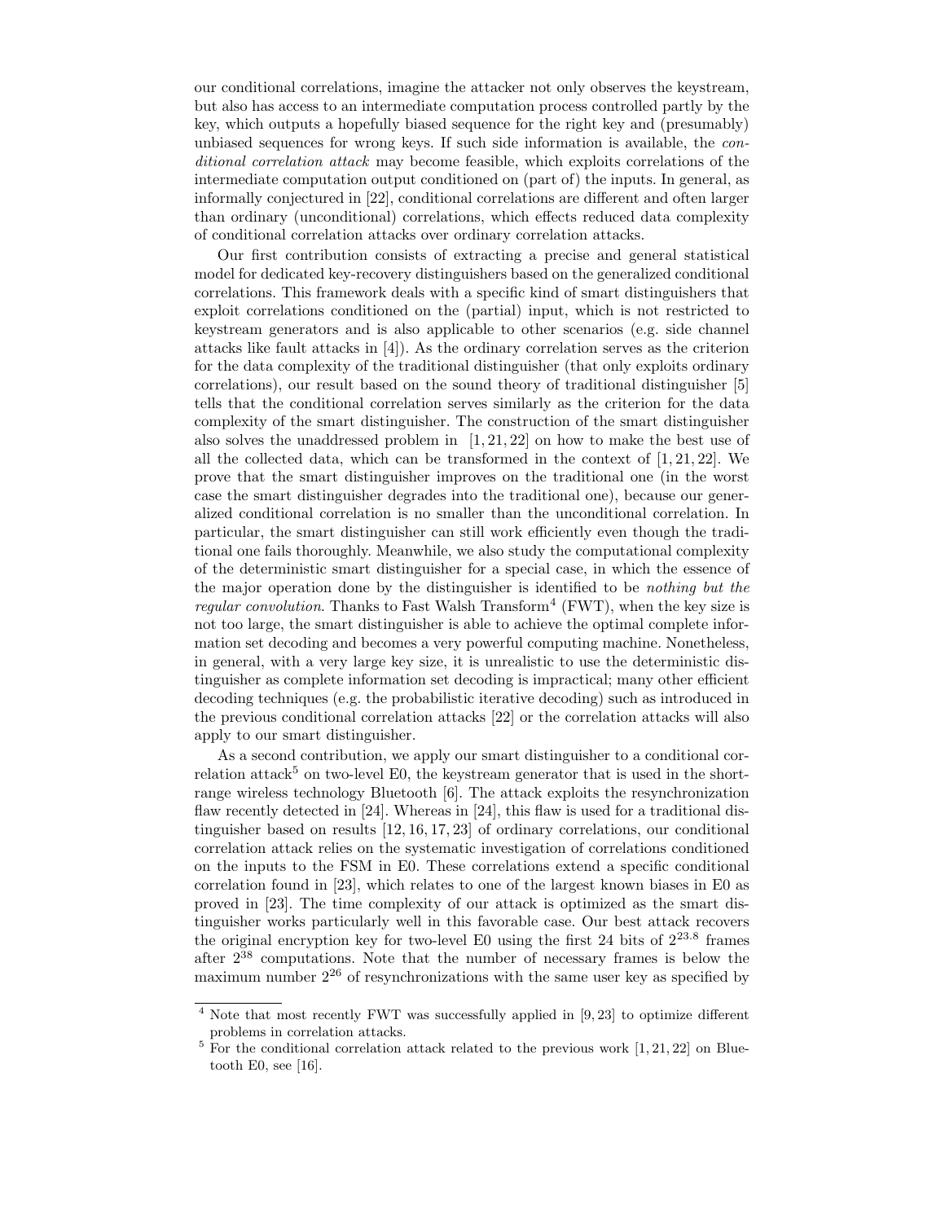our conditional correlations, imagine the attacker not only observes the keystream, but also has access to an intermediate computation process controlled partly by the key, which outputs a hopefully biased sequence for the right key and (presumably) unbiased sequences for wrong keys. If such side information is available, the *conditional correlation attack* may become feasible, which exploits correlations of the intermediate computation output conditioned on (part of) the inputs. In general, as informally conjectured in [22], conditional correlations are different and often larger than ordinary (unconditional) correlations, which effects reduced data complexity of conditional correlation attacks over ordinary correlation attacks.

Our first contribution consists of extracting a precise and general statistical model for dedicated key-recovery distinguishers based on the generalized conditional correlations. This framework deals with a specific kind of smart distinguishers that exploit correlations conditioned on the (partial) input, which is not restricted to keystream generators and is also applicable to other scenarios (e.g. side channel attacks like fault attacks in [4]). As the ordinary correlation serves as the criterion for the data complexity of the traditional distinguisher (that only exploits ordinary correlations), our result based on the sound theory of traditional distinguisher [5] tells that the conditional correlation serves similarly as the criterion for the data complexity of the smart distinguisher. The construction of the smart distinguisher also solves the unaddressed problem in [1, 21, 22] on how to make the best use of all the collected data, which can be transformed in the context of [1, 21, 22]. We prove that the smart distinguisher improves on the traditional one (in the worst case the smart distinguisher degrades into the traditional one), because our generalized conditional correlation is no smaller than the unconditional correlation. In particular, the smart distinguisher can still work efficiently even though the traditional one fails thoroughly. Meanwhile, we also study the computational complexity of the deterministic smart distinguisher for a special case, in which the essence of the major operation done by the distinguisher is identified to be *nothing but the regular convolution*. Thanks to Fast Walsh Transform[4] (FWT), when the key size is not too large, the smart distinguisher is able to achieve the optimal complete information set decoding and becomes a very powerful computing machine. Nonetheless, in general, with a very large key size, it is unrealistic to use the deterministic distinguisher as complete information set decoding is impractical; many other efficient decoding techniques (e.g. the probabilistic iterative decoding) such as introduced in the previous conditional correlation attacks [22] or the correlation attacks will also apply to our smart distinguisher.

As a second contribution, we apply our smart distinguisher to a conditional correlation attack[5] on two-level E0, the keystream generator that is used in the short-range wireless technology Bluetooth [6]. The attack exploits the resynchronization flaw recently detected in [24]. Whereas in [24], this flaw is used for a traditional distinguisher based on results [12, 16, 17, 23] of ordinary correlations, our conditional correlation attack relies on the systematic investigation of correlations conditioned on the inputs to the FSM in E0. These correlations extend a specific conditional correlation found in [23], which relates to one of the largest known biases in E0 as proved in [23]. The time complexity of our attack is optimized as the smart distinguisher works particularly well in this favorable case. Our best attack recovers the original encryption key for two-level E0 using the first 24 bits of $2^{23.8}$ frames after $2^{38}$ computations. Note that the number of necessary frames is below the maximum number $2^{26}$ of resynchronizations with the same user key as specified by

[4] Note that most recently FWT was successfully applied in [9, 23] to optimize different problems in correlation attacks.

[5] For the conditional correlation attack related to the previous work [1, 21, 22] on Bluetooth E0, see [16].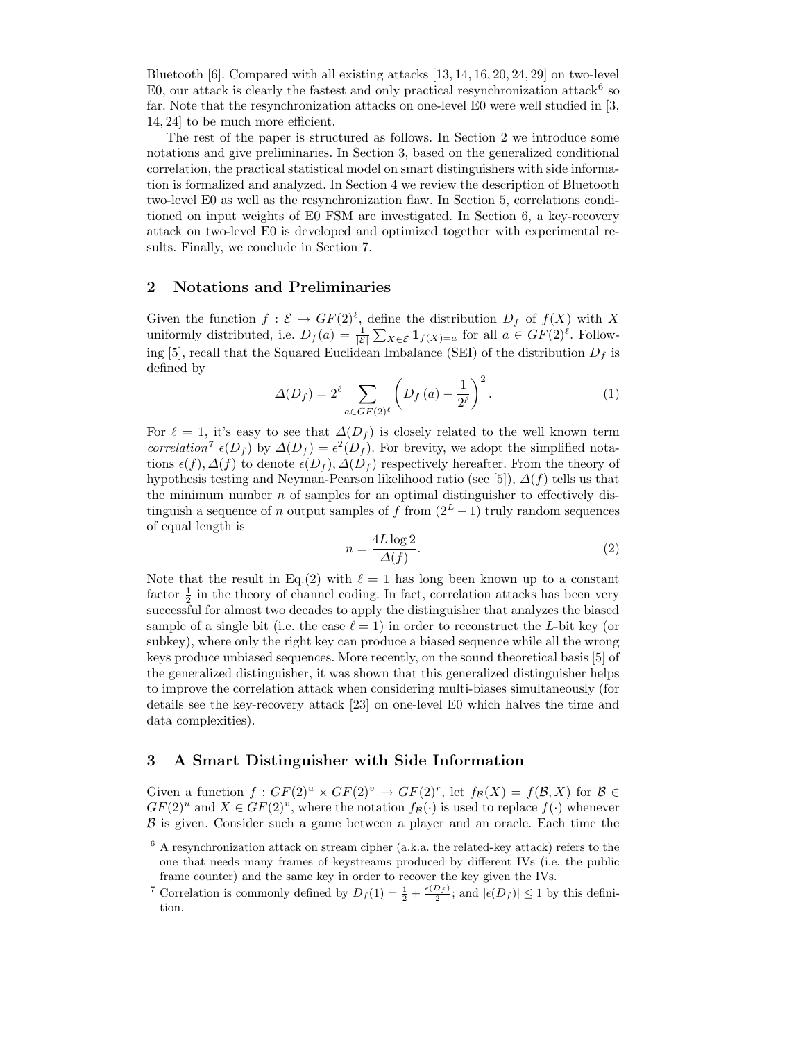Bluetooth [6]. Compared with all existing attacks [13, 14, 16, 20, 24, 29] on two-level E0, our attack is clearly the fastest and only practical resynchronization attack[6] so far. Note that the resynchronization attacks on one-level E0 were well studied in [3, 14, 24] to be much more efficient.

The rest of the paper is structured as follows. In Section 2 we introduce some notations and give preliminaries. In Section 3, based on the generalized conditional correlation, the practical statistical model on smart distinguishers with side information is formalized and analyzed. In Section 4 we review the description of Bluetooth two-level E0 as well as the resynchronization flaw. In Section 5, correlations conditioned on input weights of E0 FSM are investigated. In Section 6, a key-recovery attack on two-level E0 is developed and optimized together with experimental results. Finally, we conclude in Section 7.

## 2 Notations and Preliminaries

Given the function $f : \mathcal{E} \to GF(2)^\ell$, define the distribution $D_f$ of $f(X)$ with $X$ uniformly distributed, i.e. $D_f(a) = \frac{1}{|\mathcal{E}|}\sum_{X\in\mathcal{E}} \mathbf{1}_{f(X)=a}$ for all $a \in GF(2)^\ell$. Following [5], recall that the Squared Euclidean Imbalance (SEI) of the distribution $D_f$ is defined by

$$\Delta(D_f) = 2^\ell \sum_{a\in GF(2)^\ell} \left(D_f(a) - \frac{1}{2^\ell}\right)^2. \tag{1}$$

For $\ell = 1$, it's easy to see that $\Delta(D_f)$ is closely related to the well known term *correlation*[7] $\epsilon(D_f)$ by $\Delta(D_f) = \epsilon^2(D_f)$. For brevity, we adopt the simplified notations $\epsilon(f), \Delta(f)$ to denote $\epsilon(D_f), \Delta(D_f)$ respectively hereafter. From the theory of hypothesis testing and Neyman-Pearson likelihood ratio (see [5]), $\Delta(f)$ tells us that the minimum number $n$ of samples for an optimal distinguisher to effectively distinguish a sequence of $n$ output samples of $f$ from $(2^L - 1)$ truly random sequences of equal length is

$$n = \frac{4L\log 2}{\Delta(f)}. \tag{2}$$

Note that the result in Eq.(2) with $\ell = 1$ has long been known up to a constant factor $\frac{1}{2}$ in the theory of channel coding. In fact, correlation attacks has been very successful for almost two decades to apply the distinguisher that analyzes the biased sample of a single bit (i.e. the case $\ell = 1$) in order to reconstruct the $L$-bit key (or subkey), where only the right key can produce a biased sequence while all the wrong keys produce unbiased sequences. More recently, on the sound theoretical basis [5] of the generalized distinguisher, it was shown that this generalized distinguisher helps to improve the correlation attack when considering multi-biases simultaneously (for details see the key-recovery attack [23] on one-level E0 which halves the time and data complexities).

## 3 A Smart Distinguisher with Side Information

Given a function $f : GF(2)^u \times GF(2)^v \to GF(2)^r$, let $f_{\mathcal{B}}(X) = f(\mathcal{B}, X)$ for $\mathcal{B} \in GF(2)^u$ and $X \in GF(2)^v$, where the notation $f_{\mathcal{B}}(\cdot)$ is used to replace $f(\cdot)$ whenever $\mathcal{B}$ is given. Consider such a game between a player and an oracle. Each time the

[6] A resynchronization attack on stream cipher (a.k.a. the related-key attack) refers to the one that needs many frames of keystreams produced by different IVs (i.e. the public frame counter) and the same key in order to recover the key given the IVs.

[7] Correlation is commonly defined by $D_f(1) = \frac{1}{2} + \frac{\epsilon(D_f)}{2}$; and $|\epsilon(D_f)| \le 1$ by this definition.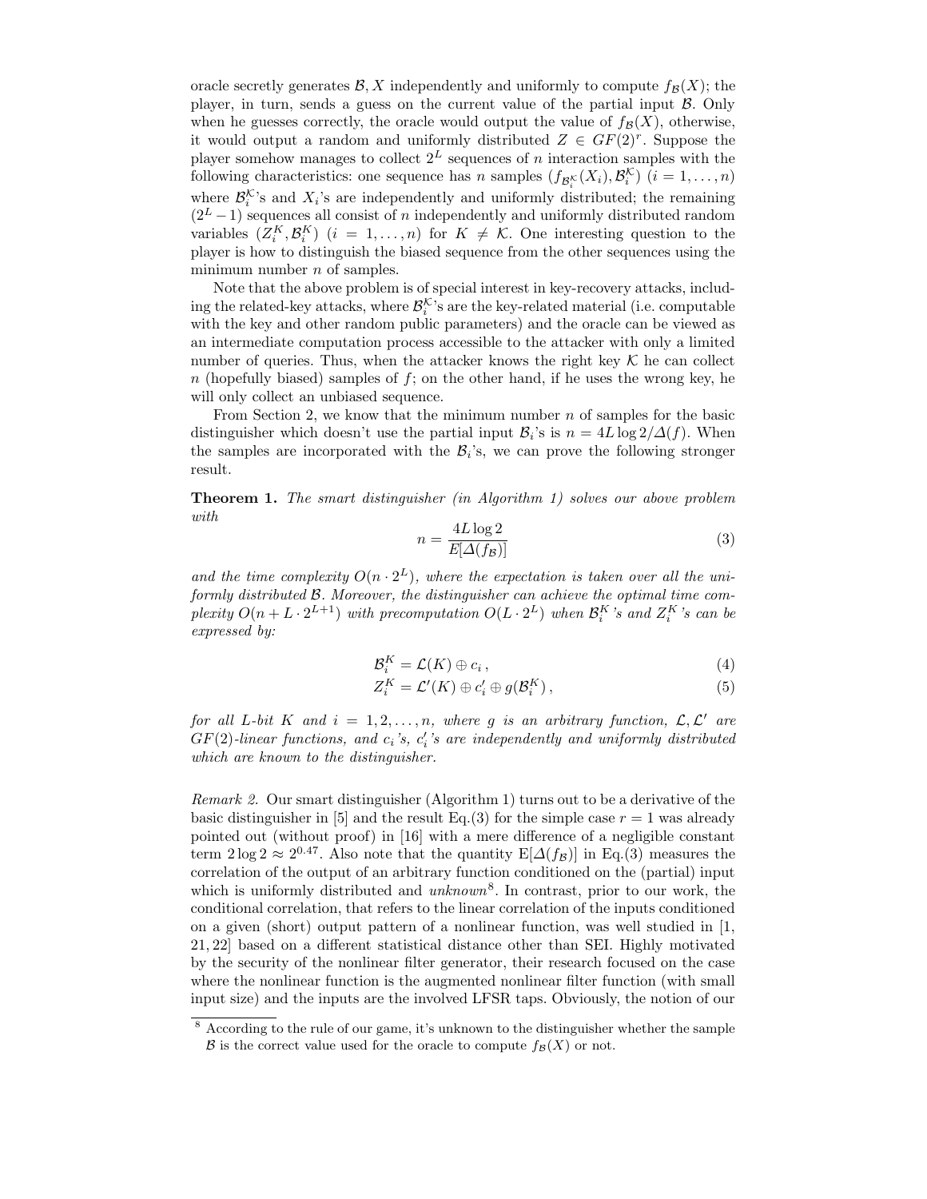oracle secretly generates $\mathcal{B}, X$ independently and uniformly to compute $f_{\mathcal{B}}(X)$; the player, in turn, sends a guess on the current value of the partial input $\mathcal{B}$. Only when he guesses correctly, the oracle would output the value of $f_{\mathcal{B}}(X)$, otherwise, it would output a random and uniformly distributed $Z \in GF(2)^r$. Suppose the player somehow manages to collect $2^L$ sequences of $n$ interaction samples with the following characteristics: one sequence has $n$ samples $(f_{\mathcal{B}_i^{\mathcal{K}}}(X_i), \mathcal{B}_i^{\mathcal{K}})$ $(i = 1, \ldots, n)$ where $\mathcal{B}_i^{\mathcal{K}}$'s and $X_i$'s are independently and uniformly distributed; the remaining $(2^L - 1)$ sequences all consist of $n$ independently and uniformly distributed random variables $(Z_i^K, \mathcal{B}_i^K)$ $(i = 1, \ldots, n)$ for $K \neq \mathcal{K}$. One interesting question to the player is how to distinguish the biased sequence from the other sequences using the minimum number $n$ of samples.

Note that the above problem is of special interest in key-recovery attacks, including the related-key attacks, where $\mathcal{B}_i^{\mathcal{K}}$'s are the key-related material (i.e. computable with the key and other random public parameters) and the oracle can be viewed as an intermediate computation process accessible to the attacker with only a limited number of queries. Thus, when the attacker knows the right key $\mathcal{K}$ he can collect $n$ (hopefully biased) samples of $f$; on the other hand, if he uses the wrong key, he will only collect an unbiased sequence.

From Section 2, we know that the minimum number $n$ of samples for the basic distinguisher which doesn't use the partial input $\mathcal{B}_i$'s is $n = 4L \log 2/\Delta(f)$. When the samples are incorporated with the $\mathcal{B}_i$'s, we can prove the following stronger result.

**Theorem 1.** *The smart distinguisher (in Algorithm 1) solves our above problem with*

$$n = \frac{4L \log 2}{E[\Delta(f_{\mathcal{B}})]} \tag{3}$$

*and the time complexity $O(n \cdot 2^L)$, where the expectation is taken over all the uniformly distributed $\mathcal{B}$. Moreover, the distinguisher can achieve the optimal time complexity $O(n + L \cdot 2^{L+1})$ with precomputation $O(L \cdot 2^L)$ when $\mathcal{B}_i^K$'s and $Z_i^K$'s can be expressed by:*

$$\mathcal{B}_i^K = \mathcal{L}(K) \oplus c_i\,, \tag{4}$$

$$Z_i^K = \mathcal{L}'(K) \oplus c'_i \oplus g(\mathcal{B}_i^K)\,, \tag{5}$$

*for all L-bit $K$ and $i = 1, 2, \ldots, n$, where $g$ is an arbitrary function, $\mathcal{L}, \mathcal{L}'$ are $GF(2)$-linear functions, and $c_i$'s, $c'_i$'s are independently and uniformly distributed which are known to the distinguisher.*

*Remark 2.* Our smart distinguisher (Algorithm 1) turns out to be a derivative of the basic distinguisher in [5] and the result Eq.(3) for the simple case $r = 1$ was already pointed out (without proof) in [16] with a mere difference of a negligible constant term $2 \log 2 \approx 2^{0.47}$. Also note that the quantity $\mathrm{E}[\Delta(f_{\mathcal{B}})]$ in Eq.(3) measures the correlation of the output of an arbitrary function conditioned on the (partial) input which is uniformly distributed and *unknown*[8]. In contrast, prior to our work, the conditional correlation, that refers to the linear correlation of the inputs conditioned on a given (short) output pattern of a nonlinear function, was well studied in [1, 21, 22] based on a different statistical distance other than SEI. Highly motivated by the security of the nonlinear filter generator, their research focused on the case where the nonlinear function is the augmented nonlinear filter function (with small input size) and the inputs are the involved LFSR taps. Obviously, the notion of our

[8] According to the rule of our game, it's unknown to the distinguisher whether the sample $\mathcal{B}$ is the correct value used for the oracle to compute $f_{\mathcal{B}}(X)$ or not.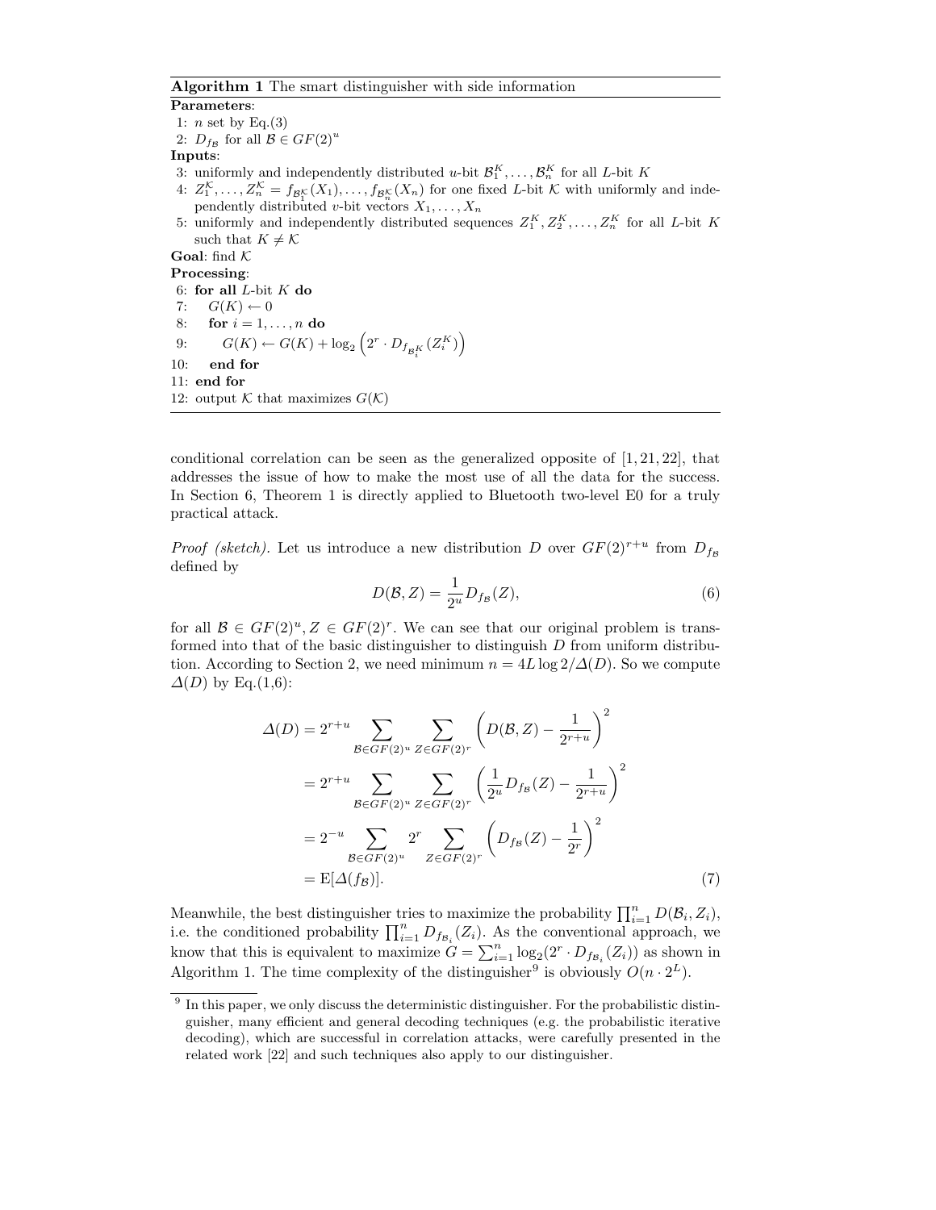**Algorithm 1** The smart distinguisher with side information

**Parameters**:
1: $n$ set by Eq.(3)
2: $D_{f_{\mathcal{B}}}$ for all $\mathcal{B} \in GF(2)^u$

**Inputs**:
3: uniformly and independently distributed $u$-bit $\mathcal{B}_1^K, \ldots, \mathcal{B}_n^K$ for all $L$-bit $K$
4: $Z_1^{\mathcal{K}}, \ldots, Z_n^{\mathcal{K}} = f_{\mathcal{B}_1^{\mathcal{K}}}(X_1), \ldots, f_{\mathcal{B}_n^{\mathcal{K}}}(X_n)$ for one fixed $L$-bit $\mathcal{K}$ with uniformly and independently distributed $v$-bit vectors $X_1, \ldots, X_n$
5: uniformly and independently distributed sequences $Z_1^K, Z_2^K, \ldots, Z_n^K$ for all $L$-bit $K$ such that $K \neq \mathcal{K}$

**Goal**: find $\mathcal{K}$

**Processing**:
6: **for all** $L$-bit $K$ **do**
7: $\quad G(K) \leftarrow 0$
8: $\quad$ **for** $i = 1, \ldots, n$ **do**
9: $\quad\quad G(K) \leftarrow G(K) + \log_2\left(2^r \cdot D_{f_{\mathcal{B}_i^K}}(Z_i^K)\right)$
10: $\quad$ **end for**
11: **end for**
12: output $\mathcal{K}$ that maximizes $G(\mathcal{K})$

conditional correlation can be seen as the generalized opposite of [1, 21, 22], that addresses the issue of how to make the most use of all the data for the success. In Section 6, Theorem 1 is directly applied to Bluetooth two-level E0 for a truly practical attack.

*Proof (sketch).* Let us introduce a new distribution $D$ over $GF(2)^{r+u}$ from $D_{f_{\mathcal{B}}}$ defined by

$$D(\mathcal{B}, Z) = \frac{1}{2^u} D_{f_{\mathcal{B}}}(Z), \tag{6}$$

for all $\mathcal{B} \in GF(2)^u, Z \in GF(2)^r$. We can see that our original problem is transformed into that of the basic distinguisher to distinguish $D$ from uniform distribution. According to Section 2, we need minimum $n = 4L \log 2/\Delta(D)$. So we compute $\Delta(D)$ by Eq.(1,6):

$$\begin{aligned}
\Delta(D) &= 2^{r+u} \sum_{\mathcal{B} \in GF(2)^u} \sum_{Z \in GF(2)^r} \left( D(\mathcal{B}, Z) - \frac{1}{2^{r+u}} \right)^2 \\
&= 2^{r+u} \sum_{\mathcal{B} \in GF(2)^u} \sum_{Z \in GF(2)^r} \left( \frac{1}{2^u} D_{f_{\mathcal{B}}}(Z) - \frac{1}{2^{r+u}} \right)^2 \\
&= 2^{-u} \sum_{\mathcal{B} \in GF(2)^u} 2^r \sum_{Z \in GF(2)^r} \left( D_{f_{\mathcal{B}}}(Z) - \frac{1}{2^r} \right)^2 \\
&= \mathrm{E}[\Delta(f_{\mathcal{B}})].
\end{aligned} \tag{7}$$

Meanwhile, the best distinguisher tries to maximize the probability $\prod_{i=1}^n D(\mathcal{B}_i, Z_i)$, i.e. the conditioned probability $\prod_{i=1}^n D_{f_{\mathcal{B}_i}}(Z_i)$. As the conventional approach, we know that this is equivalent to maximize $G = \sum_{i=1}^n \log_2(2^r \cdot D_{f_{\mathcal{B}_i}}(Z_i))$ as shown in Algorithm 1. The time complexity of the distinguisher[9] is obviously $O(n \cdot 2^L)$.

[9] In this paper, we only discuss the deterministic distinguisher. For the probabilistic distinguisher, many efficient and general decoding techniques (e.g. the probabilistic iterative decoding), which are successful in correlation attacks, were carefully presented in the related work [22] and such techniques also apply to our distinguisher.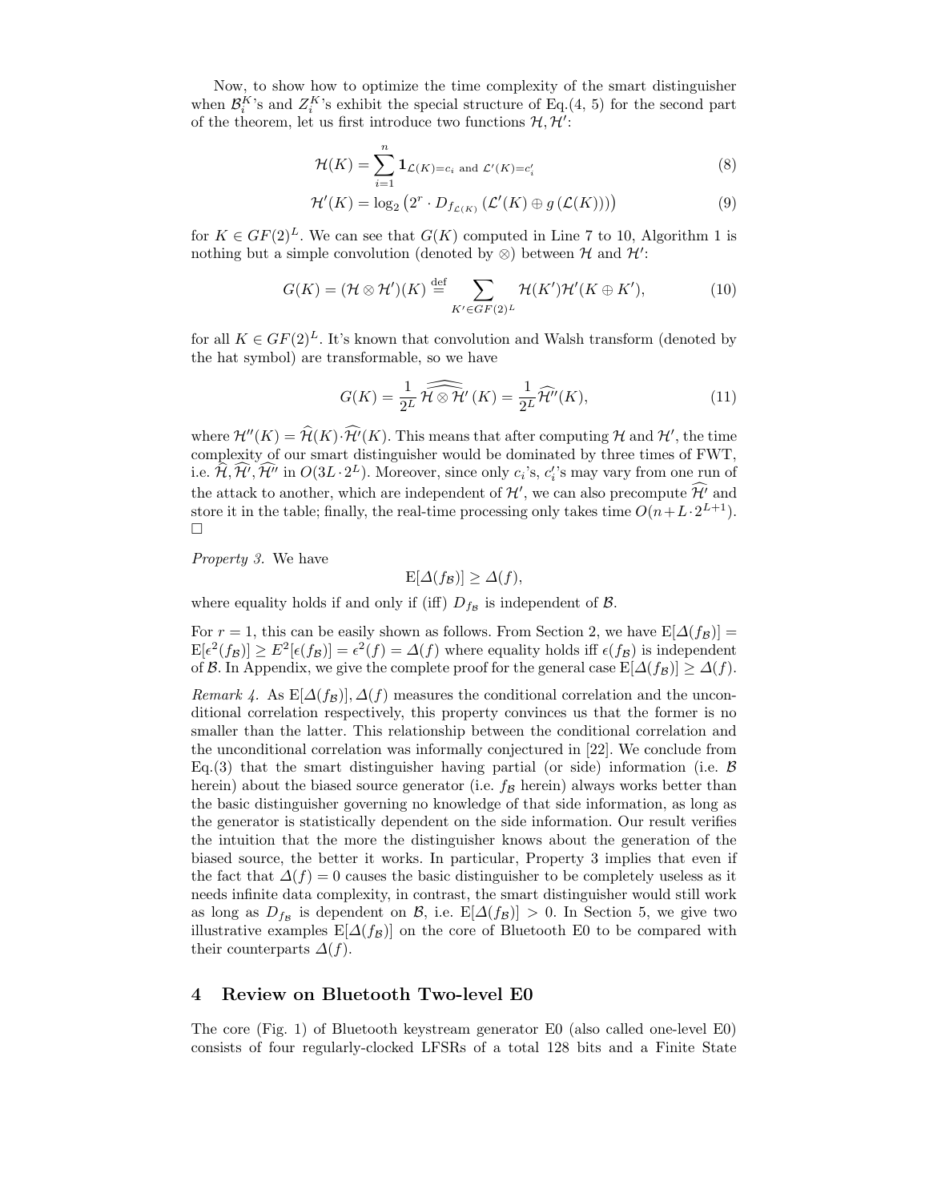Now, to show how to optimize the time complexity of the smart distinguisher when $\mathcal{B}_i^K$'s and $Z_i^K$'s exhibit the special structure of Eq.(4, 5) for the second part of the theorem, let us first introduce two functions $\mathcal{H}, \mathcal{H}'$:

$$\mathcal{H}(K) = \sum_{i=1}^{n} \mathbf{1}_{\mathcal{L}(K)=c_i \text{ and } \mathcal{L}'(K)=c_i'} \tag{8}$$

$$\mathcal{H}'(K) = \log_2 \left(2^r \cdot D_{f_{\mathcal{L}(K)}} \left(\mathcal{L}'(K) \oplus g\left(\mathcal{L}(K)\right)\right)\right) \tag{9}$$

for $K \in GF(2)^L$. We can see that $G(K)$ computed in Line 7 to 10, Algorithm 1 is nothing but a simple convolution (denoted by $\otimes$) between $\mathcal{H}$ and $\mathcal{H}'$:

$$G(K) = (\mathcal{H} \otimes \mathcal{H}')(K) \stackrel{\text{def}}{=} \sum_{K' \in GF(2)^L} \mathcal{H}(K')\mathcal{H}'(K \oplus K'), \tag{10}$$

for all $K \in GF(2)^L$. It's known that convolution and Walsh transform (denoted by the hat symbol) are transformable, so we have

$$G(K) = \frac{1}{2^L} \widehat{\widehat{\mathcal{H} \otimes \mathcal{H}'}}(K) = \frac{1}{2^L} \widehat{\mathcal{H}''}(K), \tag{11}$$

where $\mathcal{H}''(K) = \widehat{\mathcal{H}}(K) \cdot \widehat{\mathcal{H}'}(K)$. This means that after computing $\mathcal{H}$ and $\mathcal{H}'$, the time complexity of our smart distinguisher would be dominated by three times of FWT, i.e. $\widehat{\mathcal{H}}, \widehat{\mathcal{H}'}, \widehat{\mathcal{H}''}$ in $O(3L \cdot 2^L)$. Moreover, since only $c_i$'s, $c_i'$'s may vary from one run of the attack to another, which are independent of $\mathcal{H}'$, we can also precompute $\widehat{\mathcal{H}'}$ and store it in the table; finally, the real-time processing only takes time $O(n + L \cdot 2^{L+1})$. □

*Property 3.* We have

$$\mathrm{E}[\Delta(f_{\mathcal{B}})] \geq \Delta(f),$$

where equality holds if and only if (iff) $D_{f_{\mathcal{B}}}$ is independent of $\mathcal{B}$.

For $r = 1$, this can be easily shown as follows. From Section 2, we have $\mathrm{E}[\Delta(f_{\mathcal{B}})] = \mathrm{E}[\epsilon^2(f_{\mathcal{B}})] \geq E^2[\epsilon(f_{\mathcal{B}})] = \epsilon^2(f) = \Delta(f)$ where equality holds iff $\epsilon(f_{\mathcal{B}})$ is independent of $\mathcal{B}$. In Appendix, we give the complete proof for the general case $\mathrm{E}[\Delta(f_{\mathcal{B}})] \geq \Delta(f)$.

*Remark 4.* As $\mathrm{E}[\Delta(f_{\mathcal{B}})], \Delta(f)$ measures the conditional correlation and the unconditional correlation respectively, this property convinces us that the former is no smaller than the latter. This relationship between the conditional correlation and the unconditional correlation was informally conjectured in [22]. We conclude from Eq.(3) that the smart distinguisher having partial (or side) information (i.e. $\mathcal{B}$ herein) about the biased source generator (i.e. $f_{\mathcal{B}}$ herein) always works better than the basic distinguisher governing no knowledge of that side information, as long as the generator is statistically dependent on the side information. Our result verifies the intuition that the more the distinguisher knows about the generation of the biased source, the better it works. In particular, Property 3 implies that even if the fact that $\Delta(f) = 0$ causes the basic distinguisher to be completely useless as it needs infinite data complexity, in contrast, the smart distinguisher would still work as long as $D_{f_{\mathcal{B}}}$ is dependent on $\mathcal{B}$, i.e. $\mathrm{E}[\Delta(f_{\mathcal{B}})] > 0$. In Section 5, we give two illustrative examples $\mathrm{E}[\Delta(f_{\mathcal{B}})]$ on the core of Bluetooth E0 to be compared with their counterparts $\Delta(f)$.

## 4 Review on Bluetooth Two-level E0

The core (Fig. 1) of Bluetooth keystream generator E0 (also called one-level E0) consists of four regularly-clocked LFSRs of a total 128 bits and a Finite State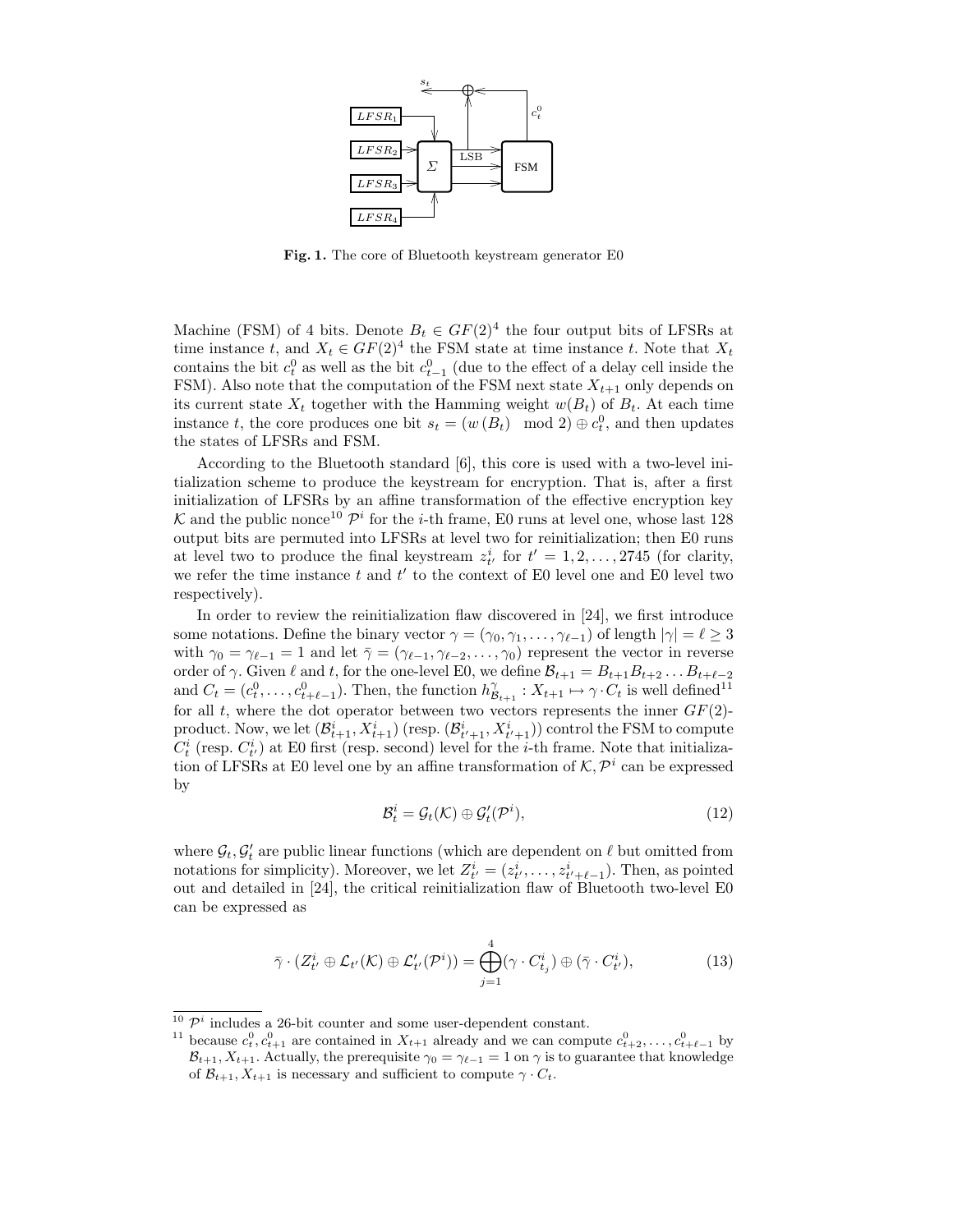Fig. 1. The core of Bluetooth keystream generator E0

Machine (FSM) of 4 bits. Denote $B_t \in GF(2)^4$ the four output bits of LFSRs at time instance $t$, and $X_t \in GF(2)^4$ the FSM state at time instance $t$. Note that $X_t$ contains the bit $c_t^0$ as well as the bit $c_{t-1}^0$ (due to the effect of a delay cell inside the FSM). Also note that the computation of the FSM next state $X_{t+1}$ only depends on its current state $X_t$ together with the Hamming weight $w(B_t)$ of $B_t$. At each time instance $t$, the core produces one bit $s_t = (w(B_t) \mod 2) \oplus c_t^0$, and then updates the states of LFSRs and FSM.

According to the Bluetooth standard [6], this core is used with a two-level initialization scheme to produce the keystream for encryption. That is, after a first initialization of LFSRs by an affine transformation of the effective encryption key $\mathcal{K}$ and the public nonce[10] $\mathcal{P}^i$ for the $i$-th frame, E0 runs at level one, whose last 128 output bits are permuted into LFSRs at level two for reinitialization; then E0 runs at level two to produce the final keystream $z_{t'}^i$ for $t' = 1, 2, \ldots, 2745$ (for clarity, we refer the time instance $t$ and $t'$ to the context of E0 level one and E0 level two respectively).

In order to review the reinitialization flaw discovered in [24], we first introduce some notations. Define the binary vector $\gamma = (\gamma_0, \gamma_1, \ldots, \gamma_{\ell-1})$ of length $|\gamma| = \ell \geq 3$ with $\gamma_0 = \gamma_{\ell-1} = 1$ and let $\bar{\gamma} = (\gamma_{\ell-1}, \gamma_{\ell-2}, \ldots, \gamma_0)$ represent the vector in reverse order of $\gamma$. Given $\ell$ and $t$, for the one-level E0, we define $\mathcal{B}_{t+1} = B_{t+1}B_{t+2}\ldots B_{t+\ell-2}$ and $C_t = (c_t^0, \ldots, c_{t+\ell-1}^0)$. Then, the function $h_{\mathcal{B}_{t+1}}^{\gamma} : X_{t+1} \mapsto \gamma \cdot C_t$ is well defined[11] for all $t$, where the dot operator between two vectors represents the inner $GF(2)$-product. Now, we let $(\mathcal{B}_{t+1}^i, X_{t+1}^i)$ (resp. $(\mathcal{B}_{t'+1}^i, X_{t'+1}^i)$) control the FSM to compute $C_t^i$ (resp. $C_{t'}^i$) at E0 first (resp. second) level for the $i$-th frame. Note that initialization of LFSRs at E0 level one by an affine transformation of $\mathcal{K}, \mathcal{P}^i$ can be expressed by

$$\mathcal{B}_t^i = \mathcal{G}_t(\mathcal{K}) \oplus \mathcal{G}'_t(\mathcal{P}^i), \tag{12}$$

where $\mathcal{G}_t, \mathcal{G}'_t$ are public linear functions (which are dependent on $\ell$ but omitted from notations for simplicity). Moreover, we let $Z_{t'}^i = (z_{t'}^i, \ldots, z_{t'+\ell-1}^i)$. Then, as pointed out and detailed in [24], the critical reinitialization flaw of Bluetooth two-level E0 can be expressed as

$$\bar{\gamma} \cdot (Z_{t'}^i \oplus \mathcal{L}_{t'}(\mathcal{K}) \oplus \mathcal{L}'_{t'}(\mathcal{P}^i)) = \bigoplus_{j=1}^{4} (\gamma \cdot C_{t_j}^i) \oplus (\bar{\gamma} \cdot C_{t'}^i), \tag{13}$$

[10] $\mathcal{P}^i$ includes a 26-bit counter and some user-dependent constant.

[11] because $c_t^0, c_{t+1}^0$ are contained in $X_{t+1}$ already and we can compute $c_{t+2}^0, \ldots, c_{t+\ell-1}^0$ by $\mathcal{B}_{t+1}, X_{t+1}$. Actually, the prerequisite $\gamma_0 = \gamma_{\ell-1} = 1$ on $\gamma$ is to guarantee that knowledge of $\mathcal{B}_{t+1}, X_{t+1}$ is necessary and sufficient to compute $\gamma \cdot C_t$.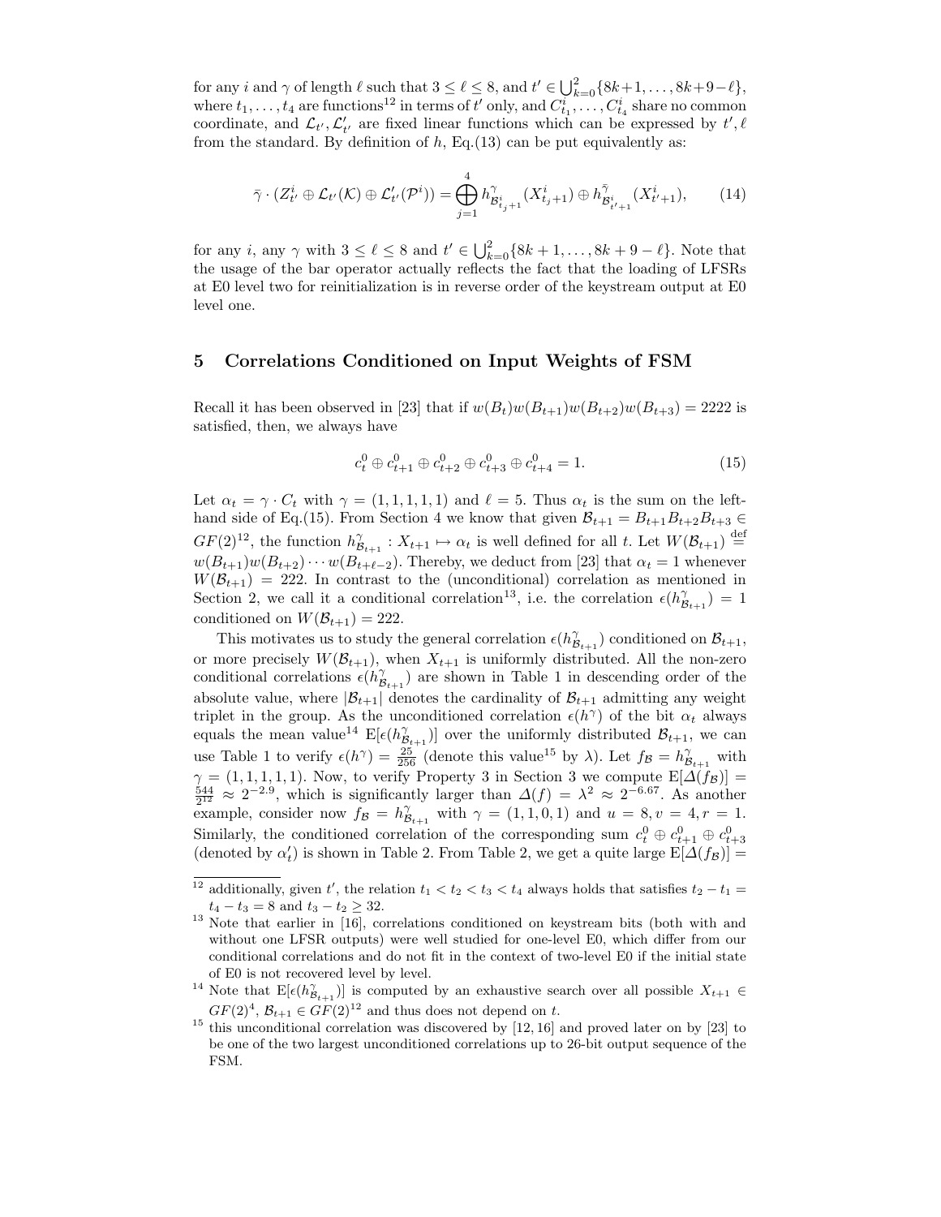for any $i$ and $\gamma$ of length $\ell$ such that $3 \le \ell \le 8$, and $t' \in \bigcup_{k=0}^{2}\{8k+1, \ldots, 8k+9-\ell\}$, where $t_1, \ldots, t_4$ are functions[12] in terms of $t'$ only, and $C^i_{t_1}, \ldots, C^i_{t_4}$ share no common coordinate, and $\mathcal{L}_{t'}, \mathcal{L}'_{t'}$ are fixed linear functions which can be expressed by $t', \ell$ from the standard. By definition of $h$, Eq.(13) can be put equivalently as:

$$\bar{\gamma} \cdot (Z^i_{t'} \oplus \mathcal{L}_{t'}(\mathcal{K}) \oplus \mathcal{L}'_{t'}(\mathcal{P}^i)) = \bigoplus_{j=1}^{4} h^{\gamma}_{\mathcal{B}^i_{t_j+1}}(X^i_{t_j+1}) \oplus h^{\bar{\gamma}}_{\mathcal{B}^i_{t'+1}}(X^i_{t'+1}), \qquad (14)$$

for any $i$, any $\gamma$ with $3 \le \ell \le 8$ and $t' \in \bigcup_{k=0}^{2}\{8k+1, \ldots, 8k+9-\ell\}$. Note that the usage of the bar operator actually reflects the fact that the loading of LFSRs at E0 level two for reinitialization is in reverse order of the keystream output at E0 level one.

## 5 Correlations Conditioned on Input Weights of FSM

Recall it has been observed in [23] that if $w(B_t)w(B_{t+1})w(B_{t+2})w(B_{t+3}) = 2222$ is satisfied, then, we always have

$$c^0_t \oplus c^0_{t+1} \oplus c^0_{t+2} \oplus c^0_{t+3} \oplus c^0_{t+4} = 1. \qquad (15)$$

Let $\alpha_t = \gamma \cdot C_t$ with $\gamma = (1,1,1,1,1)$ and $\ell = 5$. Thus $\alpha_t$ is the sum on the left-hand side of Eq.(15). From Section 4 we know that given $\mathcal{B}_{t+1} = B_{t+1}B_{t+2}B_{t+3} \in GF(2)^{12}$, the function $h^{\gamma}_{\mathcal{B}_{t+1}} : X_{t+1} \mapsto \alpha_t$ is well defined for all $t$. Let $W(\mathcal{B}_{t+1}) \stackrel{\text{def}}{=} w(B_{t+1})w(B_{t+2})\cdots w(B_{t+\ell-2})$. Thereby, we deduct from [23] that $\alpha_t = 1$ whenever $W(\mathcal{B}_{t+1}) = 222$. In contrast to the (unconditional) correlation as mentioned in Section 2, we call it a conditional correlation[13], i.e. the correlation $\epsilon(h^{\gamma}_{\mathcal{B}_{t+1}}) = 1$ conditioned on $W(\mathcal{B}_{t+1}) = 222$.

This motivates us to study the general correlation $\epsilon(h^{\gamma}_{\mathcal{B}_{t+1}})$ conditioned on $\mathcal{B}_{t+1}$, or more precisely $W(\mathcal{B}_{t+1})$, when $X_{t+1}$ is uniformly distributed. All the non-zero conditional correlations $\epsilon(h^{\gamma}_{\mathcal{B}_{t+1}})$ are shown in Table 1 in descending order of the absolute value, where $|\mathcal{B}_{t+1}|$ denotes the cardinality of $\mathcal{B}_{t+1}$ admitting any weight triplet in the group. As the unconditioned correlation $\epsilon(h^{\gamma})$ of the bit $\alpha_t$ always equals the mean value[14] $\mathrm{E}[\epsilon(h^{\gamma}_{\mathcal{B}_{t+1}})]$ over the uniformly distributed $\mathcal{B}_{t+1}$, we can use Table 1 to verify $\epsilon(h^{\gamma}) = \frac{25}{256}$ (denote this value[15] by $\lambda$). Let $f_{\mathcal{B}} = h^{\gamma}_{\mathcal{B}_{t+1}}$ with $\gamma = (1,1,1,1,1)$. Now, to verify Property 3 in Section 3 we compute $\mathrm{E}[\Delta(f_{\mathcal{B}})] = \frac{544}{2^{12}} \approx 2^{-2.9}$, which is significantly larger than $\Delta(f) = \lambda^2 \approx 2^{-6.67}$. As another example, consider now $f_{\mathcal{B}} = h^{\gamma}_{\mathcal{B}_{t+1}}$ with $\gamma = (1,1,0,1)$ and $u = 8, v = 4, r = 1$. Similarly, the conditioned correlation of the corresponding sum $c^0_t \oplus c^0_{t+1} \oplus c^0_{t+3}$ (denoted by $\alpha'_t$) is shown in Table 2. From Table 2, we get a quite large $\mathrm{E}[\Delta(f_{\mathcal{B}})] =$

---

[12] additionally, given $t'$, the relation $t_1 < t_2 < t_3 < t_4$ always holds that satisfies $t_2 - t_1 = t_4 - t_3 = 8$ and $t_3 - t_2 \ge 32$.

[13] Note that earlier in [16], correlations conditioned on keystream bits (both with and without one LFSR outputs) were well studied for one-level E0, which differ from our conditional correlations and do not fit in the context of two-level E0 if the initial state of E0 is not recovered level by level.

[14] Note that $\mathrm{E}[\epsilon(h^{\gamma}_{\mathcal{B}_{t+1}})]$ is computed by an exhaustive search over all possible $X_{t+1} \in GF(2)^4$, $\mathcal{B}_{t+1} \in GF(2)^{12}$ and thus does not depend on $t$.

[15] this unconditional correlation was discovered by [12, 16] and proved later on by [23] to be one of the two largest unconditioned correlations up to 26-bit output sequence of the FSM.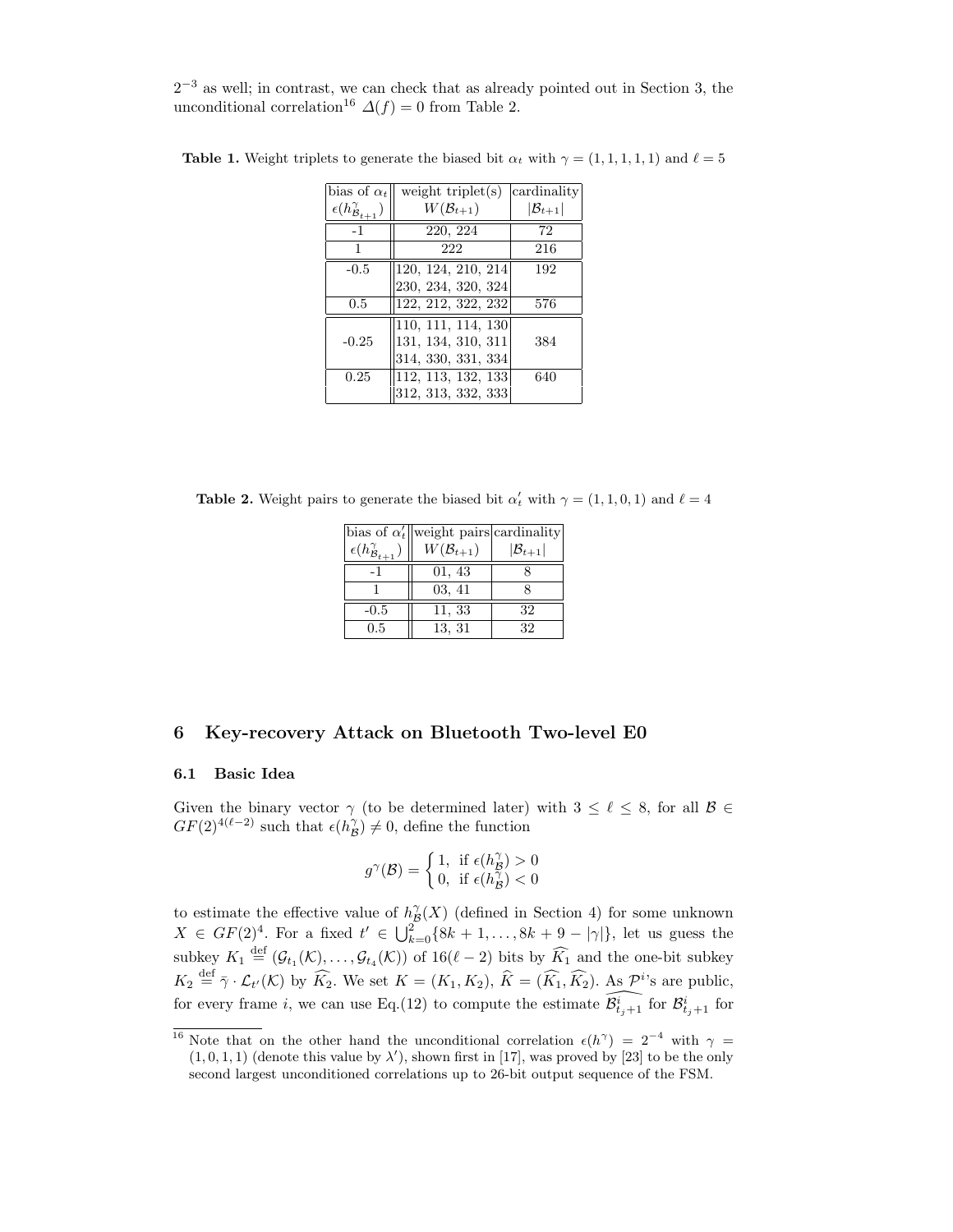$2^{-3}$ as well; in contrast, we can check that as already pointed out in Section 3, the unconditional correlation[16] $\Delta(f) = 0$ from Table 2.

**Table 1.** Weight triplets to generate the biased bit $\alpha_t$ with $\gamma = (1,1,1,1,1)$ and $\ell = 5$

| bias of $\alpha_t$ $\epsilon(h^{\gamma}_{\mathcal{B}_{t+1}})$ | weight triplet(s) $W(\mathcal{B}_{t+1})$ | cardinality $\lvert\mathcal{B}_{t+1}\rvert$ |
|---|---|---|
| -1 | 220, 224 | 72 |
| 1 | 222 | 216 |
| -0.5 | 120, 124, 210, 214 230, 234, 320, 324 | 192 |
| 0.5 | 122, 212, 322, 232 | 576 |
| -0.25 | 110, 111, 114, 130 131, 134, 310, 311 314, 330, 331, 334 | 384 |
| 0.25 | 112, 113, 132, 133 312, 313, 332, 333 | 640 |

**Table 2.** Weight pairs to generate the biased bit $\alpha'_t$ with $\gamma = (1,1,0,1)$ and $\ell = 4$

| bias of $\alpha'_t$ $\epsilon(h^{\gamma}_{\mathcal{B}_{t+1}})$ | weight pairs $W(\mathcal{B}_{t+1})$ | cardinality $\lvert\mathcal{B}_{t+1}\rvert$ |
|---|---|---|
| -1 | 01, 43 | 8 |
| 1 | 03, 41 | 8 |
| -0.5 | 11, 33 | 32 |
| 0.5 | 13, 31 | 32 |

## 6 Key-recovery Attack on Bluetooth Two-level E0

### 6.1 Basic Idea

Given the binary vector $\gamma$ (to be determined later) with $3 \le \ell \le 8$, for all $\mathcal{B} \in GF(2)^{4(\ell-2)}$ such that $\epsilon(h^{\gamma}_{\mathcal{B}}) \neq 0$, define the function

$$g^{\gamma}(\mathcal{B}) = \begin{cases} 1, & \text{if } \epsilon(h^{\gamma}_{\mathcal{B}}) > 0 \\ 0, & \text{if } \epsilon(h^{\gamma}_{\mathcal{B}}) < 0 \end{cases}$$

to estimate the effective value of $h^{\gamma}_{\mathcal{B}}(X)$ (defined in Section 4) for some unknown $X \in GF(2)^4$. For a fixed $t' \in \bigcup_{k=0}^{2}\{8k+1, \ldots, 8k+9-|\gamma|\}$, let us guess the subkey $K_1 \stackrel{\text{def}}{=} (\mathcal{G}_{t_1}(\mathcal{K}), \ldots, \mathcal{G}_{t_4}(\mathcal{K}))$ of $16(\ell-2)$ bits by $\widehat{K_1}$ and the one-bit subkey $K_2 \stackrel{\text{def}}{=} \bar{\gamma} \cdot \mathcal{L}_{t'}(\mathcal{K})$ by $\widehat{K_2}$. We set $K = (K_1, K_2)$, $\widehat{K} = (\widehat{K_1}, \widehat{K_2})$. As $\mathcal{P}^i$'s are public, for every frame $i$, we can use Eq.(12) to compute the estimate $\widehat{\mathcal{B}^i_{t_j+1}}$ for $\mathcal{B}^i_{t_j+1}$ for

---

[16] Note that on the other hand the unconditional correlation $\epsilon(h^{\gamma}) = 2^{-4}$ with $\gamma = (1,0,1,1)$ (denote this value by $\lambda'$), shown first in [17], was proved by [23] to be the only second largest unconditioned correlations up to 26-bit output sequence of the FSM.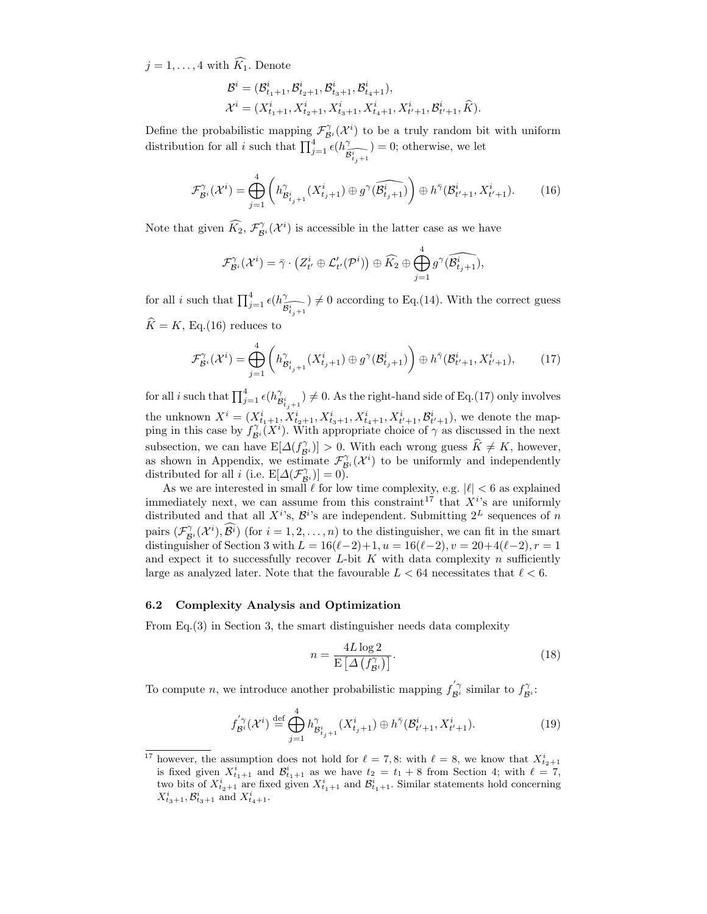$j = 1, \ldots, 4$ with $\widehat{K_1}$. Denote

$$\mathcal{B}^i = (\mathcal{B}^i_{t_1+1}, \mathcal{B}^i_{t_2+1}, \mathcal{B}^i_{t_3+1}, \mathcal{B}^i_{t_4+1}),$$
$$\mathcal{X}^i = (X^i_{t_1+1}, X^i_{t_2+1}, X^i_{t_3+1}, X^i_{t_4+1}, X^i_{t'+1}, \mathcal{B}^i_{t'+1}, \widehat{K}).$$

Define the probabilistic mapping $\mathcal{F}^{\gamma}_{\mathcal{B}^i}(\mathcal{X}^i)$ to be a truly random bit with uniform distribution for all $i$ such that $\prod_{j=1}^{4} \epsilon(h^{\gamma}_{\widehat{\mathcal{B}^i_{t_j+1}}}) = 0$; otherwise, we let

$$\mathcal{F}^{\gamma}_{\mathcal{B}^i}(\mathcal{X}^i) = \bigoplus_{j=1}^{4} \left( h^{\gamma}_{\mathcal{B}^i_{t_j+1}}(X^i_{t_j+1}) \oplus g^{\gamma}(\widehat{\mathcal{B}^i_{t_j+1}}) \right) \oplus h^{\bar{\gamma}}(\mathcal{B}^i_{t'+1}, X^i_{t'+1}). \tag{16}$$

Note that given $\widehat{K_2}$, $\mathcal{F}^{\gamma}_{\mathcal{B}^i}(\mathcal{X}^i)$ is accessible in the latter case as we have

$$\mathcal{F}^{\gamma}_{\mathcal{B}^i}(\mathcal{X}^i) = \bar{\gamma} \cdot \left( Z^i_{t'} \oplus \mathcal{L}'_{t'}(\mathcal{P}^i) \right) \oplus \widehat{K_2} \oplus \bigoplus_{j=1}^{4} g^{\gamma}(\widehat{\mathcal{B}^i_{t_j+1}}),$$

for all $i$ such that $\prod_{j=1}^{4} \epsilon(h^{\gamma}_{\widehat{\mathcal{B}^i_{t_j+1}}}) \neq 0$ according to Eq.(14). With the correct guess $\widehat{K} = K$, Eq.(16) reduces to

$$\mathcal{F}^{\gamma}_{\mathcal{B}^i}(\mathcal{X}^i) = \bigoplus_{j=1}^{4} \left( h^{\gamma}_{\mathcal{B}^i_{t_j+1}}(X^i_{t_j+1}) \oplus g^{\gamma}(\mathcal{B}^i_{t_j+1}) \right) \oplus h^{\bar{\gamma}}(\mathcal{B}^i_{t'+1}, X^i_{t'+1}), \tag{17}$$

for all $i$ such that $\prod_{j=1}^{4} \epsilon(h^{\gamma}_{\mathcal{B}^i_{t_j+1}}) \neq 0$. As the right-hand side of Eq.(17) only involves the unknown $X^i = (X^i_{t_1+1}, X^i_{t_2+1}, X^i_{t_3+1}, X^i_{t_4+1}, X^i_{t'+1}, \mathcal{B}^i_{t'+1})$, we denote the mapping in this case by $f^{\gamma}_{\mathcal{B}^i}(X^i)$. With appropriate choice of $\gamma$ as discussed in the next subsection, we can have $\mathrm{E}[\Delta(f^{\gamma}_{\mathcal{B}^i})] > 0$. With each wrong guess $\widehat{K} \neq K$, however, as shown in Appendix, we estimate $\mathcal{F}^{\gamma}_{\mathcal{B}^i}(\mathcal{X}^i)$ to be uniformly and independently distributed for all $i$ (i.e. $\mathrm{E}[\Delta(\mathcal{F}^{\gamma}_{\mathcal{B}^i})] = 0$).

As we are interested in small $\ell$ for low time complexity, e.g. $|\ell| < 6$ as explained immediately next, we can assume from this constraint[17] that $X^i$'s are uniformly distributed and that all $X^i$'s, $\mathcal{B}^i$'s are independent. Submitting $2^L$ sequences of $n$ pairs $(\mathcal{F}^{\gamma}_{\mathcal{B}^i}(\mathcal{X}^i), \widehat{\mathcal{B}^i})$ (for $i = 1, 2, \ldots, n$) to the distinguisher, we can fit in the smart distinguisher of Section 3 with $L = 16(\ell-2)+1, u = 16(\ell-2), v = 20+4(\ell-2), r = 1$ and expect it to successfully recover $L$-bit $K$ with data complexity $n$ sufficiently large as analyzed later. Note that the favourable $L < 64$ necessitates that $\ell < 6$.

### 6.2 Complexity Analysis and Optimization

From Eq.(3) in Section 3, the smart distinguisher needs data complexity

$$n = \frac{4L \log 2}{\mathrm{E}\left[\Delta\left(f^{\gamma}_{\mathcal{B}^i}\right)\right]}. \tag{18}$$

To compute $n$, we introduce another probabilistic mapping $f^{'\gamma}_{\mathcal{B}^i}$ similar to $f^{\gamma}_{\mathcal{B}^i}$:

$$f^{'\gamma}_{\mathcal{B}^i}(\mathcal{X}^i) \stackrel{\text{def}}{=} \bigoplus_{j=1}^{4} h^{\gamma}_{\mathcal{B}^i_{t_j+1}}(X^i_{t_j+1}) \oplus h^{\bar{\gamma}}(\mathcal{B}^i_{t'+1}, X^i_{t'+1}). \tag{19}$$

---

[17] however, the assumption does not hold for $\ell = 7, 8$: with $\ell = 8$, we know that $X^i_{t_2+1}$ is fixed given $X^i_{t_1+1}$ and $\mathcal{B}^i_{t_1+1}$ as we have $t_2 = t_1 + 8$ from Section 4; with $\ell = 7$, two bits of $X^i_{t_2+1}$ are fixed given $X^i_{t_1+1}$ and $\mathcal{B}^i_{t_1+1}$. Similar statements hold concerning $X^i_{t_3+1}, \mathcal{B}^i_{t_3+1}$ and $X^i_{t_4+1}$.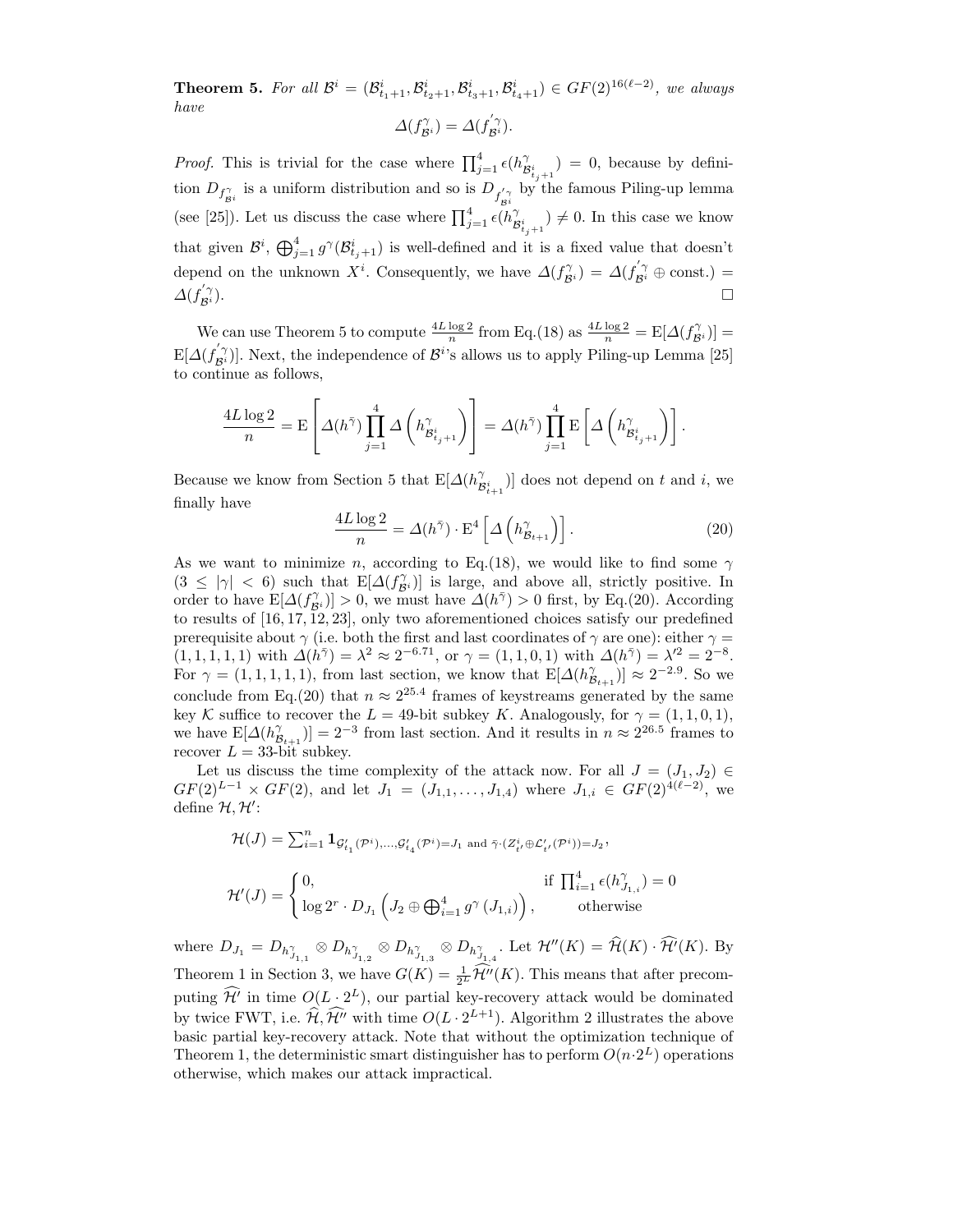**Theorem 5.** *For all $\mathcal{B}^i = (\mathcal{B}^i_{t_1+1}, \mathcal{B}^i_{t_2+1}, \mathcal{B}^i_{t_3+1}, \mathcal{B}^i_{t_4+1}) \in GF(2)^{16(\ell-2)}$, we always have*

$$\Delta(f^{\gamma}_{\mathcal{B}^i}) = \Delta(f'^{\gamma}_{\mathcal{B}^i}).$$

*Proof.* This is trivial for the case where $\prod_{j=1}^{4} \epsilon(h^{\gamma}_{\mathcal{B}^i_{t_j+1}}) = 0$, because by definition $D_{f^{\gamma}_{\mathcal{B}^i}}$ is a uniform distribution and so is $D_{f'^{\gamma}_{\mathcal{B}^i}}$ by the famous Piling-up lemma (see [25]). Let us discuss the case where $\prod_{j=1}^{4} \epsilon(h^{\gamma}_{\mathcal{B}^i_{t_j+1}}) \neq 0$. In this case we know that given $\mathcal{B}^i$, $\bigoplus_{j=1}^{4} g^{\gamma}(\mathcal{B}^i_{t_j+1})$ is well-defined and it is a fixed value that doesn't depend on the unknown $X^i$. Consequently, we have $\Delta(f^{\gamma}_{\mathcal{B}^i}) = \Delta(f'^{\gamma}_{\mathcal{B}^i} \oplus \text{const.}) = \Delta(f'^{\gamma}_{\mathcal{B}^i})$. $\square$

We can use Theorem 5 to compute $\frac{4L\log 2}{n}$ from Eq.(18) as $\frac{4L\log 2}{n} = \mathrm{E}[\Delta(f^{\gamma}_{\mathcal{B}^i})] = \mathrm{E}[\Delta(f'^{\gamma}_{\mathcal{B}^i})]$. Next, the independence of $\mathcal{B}^i$'s allows us to apply Piling-up Lemma [25] to continue as follows,

$$\frac{4L\log 2}{n} = \mathrm{E}\left[\Delta(h^{\bar{\gamma}}) \prod_{j=1}^{4} \Delta\left(h^{\gamma}_{\mathcal{B}^i_{t_j+1}}\right)\right] = \Delta(h^{\bar{\gamma}}) \prod_{j=1}^{4} \mathrm{E}\left[\Delta\left(h^{\gamma}_{\mathcal{B}^i_{t_j+1}}\right)\right].$$

Because we know from Section 5 that $\mathrm{E}[\Delta(h^{\gamma}_{\mathcal{B}^i_{t+1}})]$ does not depend on $t$ and $i$, we finally have

$$\frac{4L\log 2}{n} = \Delta(h^{\bar{\gamma}}) \cdot \mathrm{E}^4\left[\Delta\left(h^{\gamma}_{\mathcal{B}_{t+1}}\right)\right]. \tag{20}$$

As we want to minimize $n$, according to Eq.(18), we would like to find some $\gamma$ ($3 \leq |\gamma| < 6$) such that $\mathrm{E}[\Delta(f^{\gamma}_{\mathcal{B}^i})]$ is large, and above all, strictly positive. In order to have $\mathrm{E}[\Delta(f^{\gamma}_{\mathcal{B}^i})] > 0$, we must have $\Delta(h^{\bar{\gamma}}) > 0$ first, by Eq.(20). According to results of [16, 17, 12, 23], only two aforementioned choices satisfy our predefined prerequisite about $\gamma$ (i.e. both the first and last coordinates of $\gamma$ are one): either $\gamma = (1,1,1,1,1)$ with $\Delta(h^{\bar{\gamma}}) = \lambda^2 \approx 2^{-6.71}$, or $\gamma = (1,1,0,1)$ with $\Delta(h^{\bar{\gamma}}) = \lambda'^2 = 2^{-8}$. For $\gamma = (1,1,1,1,1)$, from last section, we know that $\mathrm{E}[\Delta(h^{\gamma}_{\mathcal{B}_{t+1}})] \approx 2^{-2.9}$. So we conclude from Eq.(20) that $n \approx 2^{25.4}$ frames of keystreams generated by the same key $\mathcal{K}$ suffice to recover the $L = 49$-bit subkey $K$. Analogously, for $\gamma = (1,1,0,1)$, we have $\mathrm{E}[\Delta(h^{\gamma}_{\mathcal{B}_{t+1}})] = 2^{-3}$ from last section. And it results in $n \approx 2^{26.5}$ frames to recover $L = 33$-bit subkey.

Let us discuss the time complexity of the attack now. For all $J = (J_1, J_2) \in GF(2)^{L-1} \times GF(2)$, and let $J_1 = (J_{1,1}, \ldots, J_{1,4})$ where $J_{1,i} \in GF(2)^{4(\ell-2)}$, we define $\mathcal{H}, \mathcal{H}'$:

$$\mathcal{H}(J) = \textstyle\sum_{i=1}^{n} \mathbf{1}_{\mathcal{G}'_{t_1}(\mathcal{P}^i),\ldots,\mathcal{G}'_{t_4}(\mathcal{P}^i)=J_1 \text{ and } \bar{\gamma}\cdot(Z^i_{t'} \oplus \mathcal{L}'_{t'}(\mathcal{P}^i))=J_2},$$

$$\mathcal{H}'(J) = \begin{cases} 0, & \text{if } \prod_{i=1}^{4} \epsilon(h^{\gamma}_{J_{1,i}}) = 0 \\ \log 2^r \cdot D_{J_1}\left(J_2 \oplus \bigoplus_{i=1}^{4} g^{\gamma}(J_{1,i})\right), & \text{otherwise} \end{cases}$$

where $D_{J_1} = D_{h^{\gamma}_{J_{1,1}}} \otimes D_{h^{\gamma}_{J_{1,2}}} \otimes D_{h^{\gamma}_{J_{1,3}}} \otimes D_{h^{\gamma}_{J_{1,4}}}$. Let $\mathcal{H}''(K) = \widehat{\mathcal{H}}(K) \cdot \widehat{\mathcal{H}'}(K)$. By Theorem 1 in Section 3, we have $G(K) = \frac{1}{2^L}\widehat{\mathcal{H}''}(K)$. This means that after precomputing $\widehat{\mathcal{H}'}$ in time $O(L \cdot 2^L)$, our partial key-recovery attack would be dominated by twice FWT, i.e. $\widehat{\mathcal{H}}, \widehat{\mathcal{H}''}$ with time $O(L \cdot 2^{L+1})$. Algorithm 2 illustrates the above basic partial key-recovery attack. Note that without the optimization technique of Theorem 1, the deterministic smart distinguisher has to perform $O(n \cdot 2^L)$ operations otherwise, which makes our attack impractical.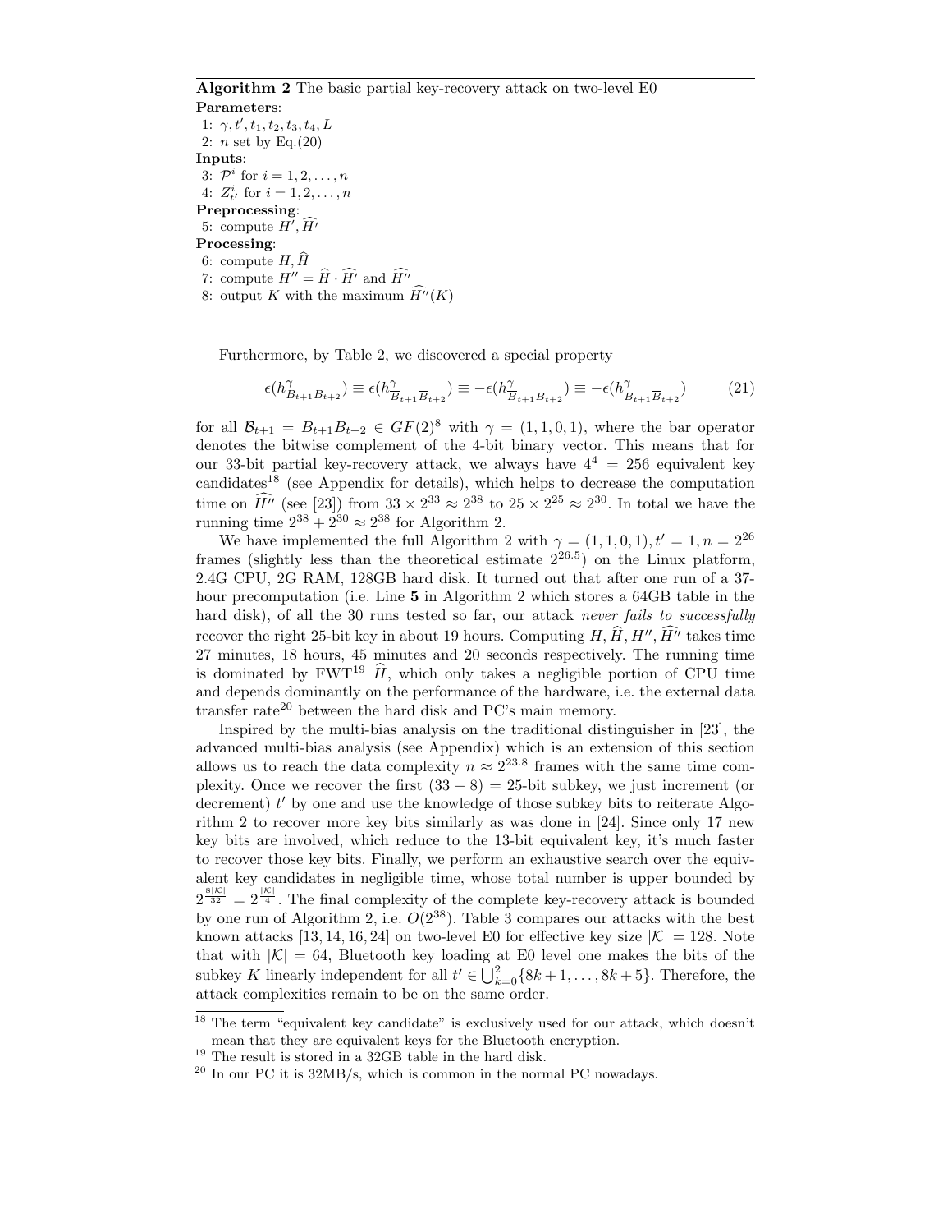**Algorithm 2** The basic partial key-recovery attack on two-level E0

**Parameters**:

1: $\gamma, t', t_1, t_2, t_3, t_4, L$

2: $n$ set by Eq.(20)

**Inputs**:

3: $\mathcal{P}^i$ for $i = 1, 2, \ldots, n$

4: $Z^i_{t'}$ for $i = 1, 2, \ldots, n$

**Preprocessing**:

5: compute $H', \widehat{H'}$

**Processing**:

6: compute $H, \widehat{H}$

7: compute $H'' = \widehat{H} \cdot \widehat{H'}$ and $\widehat{H''}$

8: output $K$ with the maximum $\widehat{H''}(K)$

Furthermore, by Table 2, we discovered a special property

$$\epsilon(h^{\gamma}_{B_{t+1}B_{t+2}}) \equiv \epsilon(h^{\gamma}_{\overline{B}_{t+1}\overline{B}_{t+2}}) \equiv -\epsilon(h^{\gamma}_{\overline{B}_{t+1}B_{t+2}}) \equiv -\epsilon(h^{\gamma}_{B_{t+1}\overline{B}_{t+2}}) \qquad (21)$$

for all $\mathcal{B}_{t+1} = B_{t+1}B_{t+2} \in GF(2)^8$ with $\gamma = (1, 1, 0, 1)$, where the bar operator denotes the bitwise complement of the 4-bit binary vector. This means that for our 33-bit partial key-recovery attack, we always have $4^4 = 256$ equivalent key candidates[18] (see Appendix for details), which helps to decrease the computation time on $\widehat{H''}$ (see [23]) from $33 \times 2^{33} \approx 2^{38}$ to $25 \times 2^{25} \approx 2^{30}$. In total we have the running time $2^{38} + 2^{30} \approx 2^{38}$ for Algorithm 2.

We have implemented the full Algorithm 2 with $\gamma = (1, 1, 0, 1), t' = 1, n = 2^{26}$ frames (slightly less than the theoretical estimate $2^{26.5}$) on the Linux platform, 2.4G CPU, 2G RAM, 128GB hard disk. It turned out that after one run of a 37-hour precomputation (i.e. Line **5** in Algorithm 2 which stores a 64GB table in the hard disk), of all the 30 runs tested so far, our attack *never fails to successfully* recover the right 25-bit key in about 19 hours. Computing $H, \widehat{H}, H'', \widehat{H''}$ takes time 27 minutes, 18 hours, 45 minutes and 20 seconds respectively. The running time is dominated by FWT[19] $\widehat{H}$, which only takes a negligible portion of CPU time and depends dominantly on the performance of the hardware, i.e. the external data transfer rate[20] between the hard disk and PC's main memory.

Inspired by the multi-bias analysis on the traditional distinguisher in [23], the advanced multi-bias analysis (see Appendix) which is an extension of this section allows us to reach the data complexity $n \approx 2^{23.8}$ frames with the same time complexity. Once we recover the first $(33 - 8) = 25$-bit subkey, we just increment (or decrement) $t'$ by one and use the knowledge of those subkey bits to reiterate Algorithm 2 to recover more key bits similarly as was done in [24]. Since only 17 new key bits are involved, which reduce to the 13-bit equivalent key, it's much faster to recover those key bits. Finally, we perform an exhaustive search over the equivalent key candidates in negligible time, whose total number is upper bounded by $2^{\frac{8|\mathcal{K}|}{32}} = 2^{\frac{|\mathcal{K}|}{4}}$. The final complexity of the complete key-recovery attack is bounded by one run of Algorithm 2, i.e. $O(2^{38})$. Table 3 compares our attacks with the best known attacks [13, 14, 16, 24] on two-level E0 for effective key size $|\mathcal{K}| = 128$. Note that with $|\mathcal{K}| = 64$, Bluetooth key loading at E0 level one makes the bits of the subkey $K$ linearly independent for all $t' \in \bigcup_{k=0}^{2}\{8k+1, \ldots, 8k+5\}$. Therefore, the attack complexities remain to be on the same order.

---

[18] The term "equivalent key candidate" is exclusively used for our attack, which doesn't mean that they are equivalent keys for the Bluetooth encryption.

[19] The result is stored in a 32GB table in the hard disk.

[20] In our PC it is 32MB/s, which is common in the normal PC nowadays.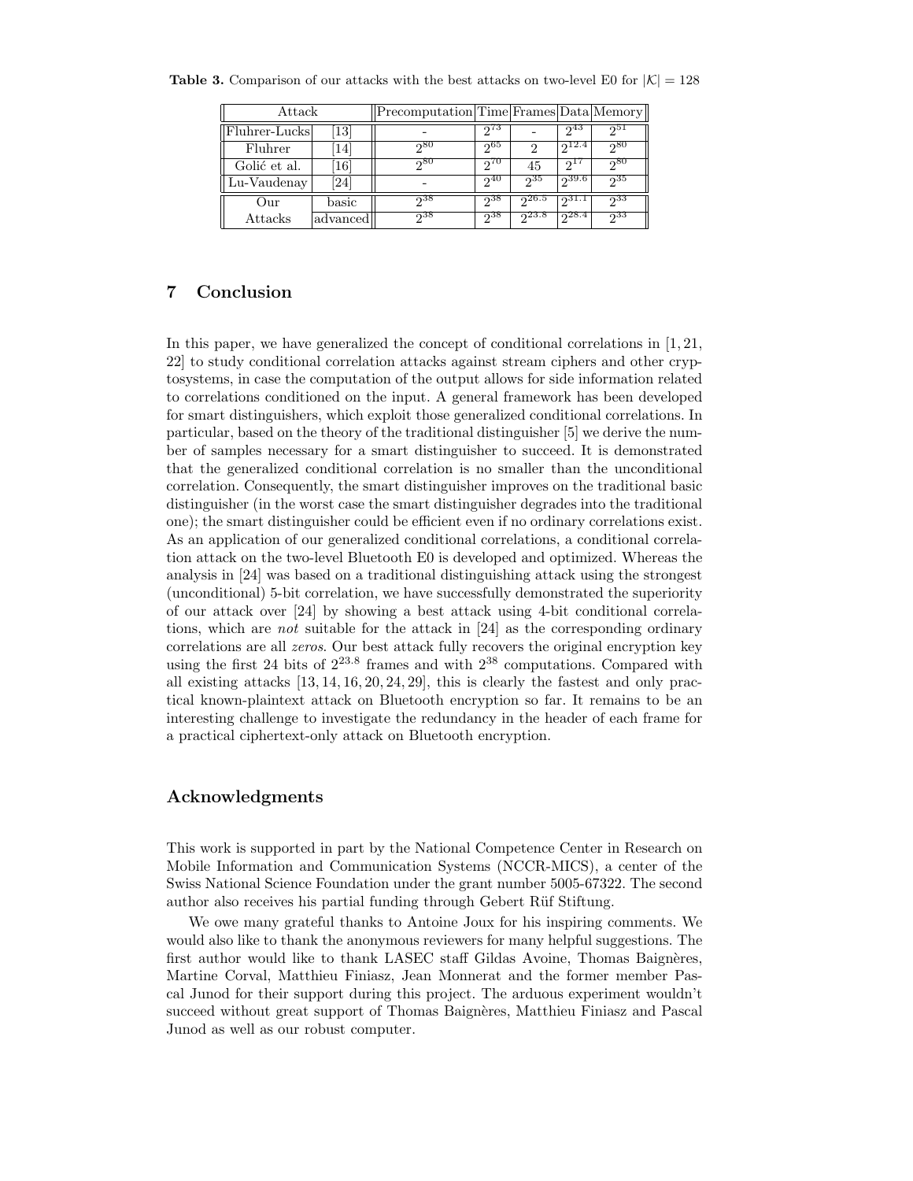**Table 3.** Comparison of our attacks with the best attacks on two-level E0 for $|\mathcal{K}| = 128$

| Attack | | Precomputation | Time | Frames | Data | Memory |
|---|---|---|---|---|---|---|
| Fluhrer-Lucks | [13] | - | $2^{73}$ | - | $2^{43}$ | $2^{51}$ |
| Fluhrer | [14] | $2^{80}$ | $2^{65}$ | 2 | $2^{12.4}$ | $2^{80}$ |
| Golić et al. | [16] | $2^{80}$ | $2^{70}$ | 45 | $2^{17}$ | $2^{80}$ |
| Lu-Vaudenay | [24] | - | $2^{40}$ | $2^{35}$ | $2^{39.6}$ | $2^{35}$ |
| Our Attacks | basic | $2^{38}$ | $2^{38}$ | $2^{26.5}$ | $2^{31.1}$ | $2^{33}$ |
| | advanced | $2^{38}$ | $2^{38}$ | $2^{23.8}$ | $2^{28.4}$ | $2^{33}$ |

## 7 Conclusion

In this paper, we have generalized the concept of conditional correlations in [1, 21, 22] to study conditional correlation attacks against stream ciphers and other cryptosystems, in case the computation of the output allows for side information related to correlations conditioned on the input. A general framework has been developed for smart distinguishers, which exploit those generalized conditional correlations. In particular, based on the theory of the traditional distinguisher [5] we derive the number of samples necessary for a smart distinguisher to succeed. It is demonstrated that the generalized conditional correlation is no smaller than the unconditional correlation. Consequently, the smart distinguisher improves on the traditional basic distinguisher (in the worst case the smart distinguisher degrades into the traditional one); the smart distinguisher could be efficient even if no ordinary correlations exist. As an application of our generalized conditional correlations, a conditional correlation attack on the two-level Bluetooth E0 is developed and optimized. Whereas the analysis in [24] was based on a traditional distinguishing attack using the strongest (unconditional) 5-bit correlation, we have successfully demonstrated the superiority of our attack over [24] by showing a best attack using 4-bit conditional correlations, which are *not* suitable for the attack in [24] as the corresponding ordinary correlations are all *zeros*. Our best attack fully recovers the original encryption key using the first 24 bits of $2^{23.8}$ frames and with $2^{38}$ computations. Compared with all existing attacks [13, 14, 16, 20, 24, 29], this is clearly the fastest and only practical known-plaintext attack on Bluetooth encryption so far. It remains to be an interesting challenge to investigate the redundancy in the header of each frame for a practical ciphertext-only attack on Bluetooth encryption.

## Acknowledgments

This work is supported in part by the National Competence Center in Research on Mobile Information and Communication Systems (NCCR-MICS), a center of the Swiss National Science Foundation under the grant number 5005-67322. The second author also receives his partial funding through Gebert Rüf Stiftung.

We owe many grateful thanks to Antoine Joux for his inspiring comments. We would also like to thank the anonymous reviewers for many helpful suggestions. The first author would like to thank LASEC staff Gildas Avoine, Thomas Baignères, Martine Corval, Matthieu Finiasz, Jean Monnerat and the former member Pascal Junod for their support during this project. The arduous experiment wouldn't succeed without great support of Thomas Baignères, Matthieu Finiasz and Pascal Junod as well as our robust computer.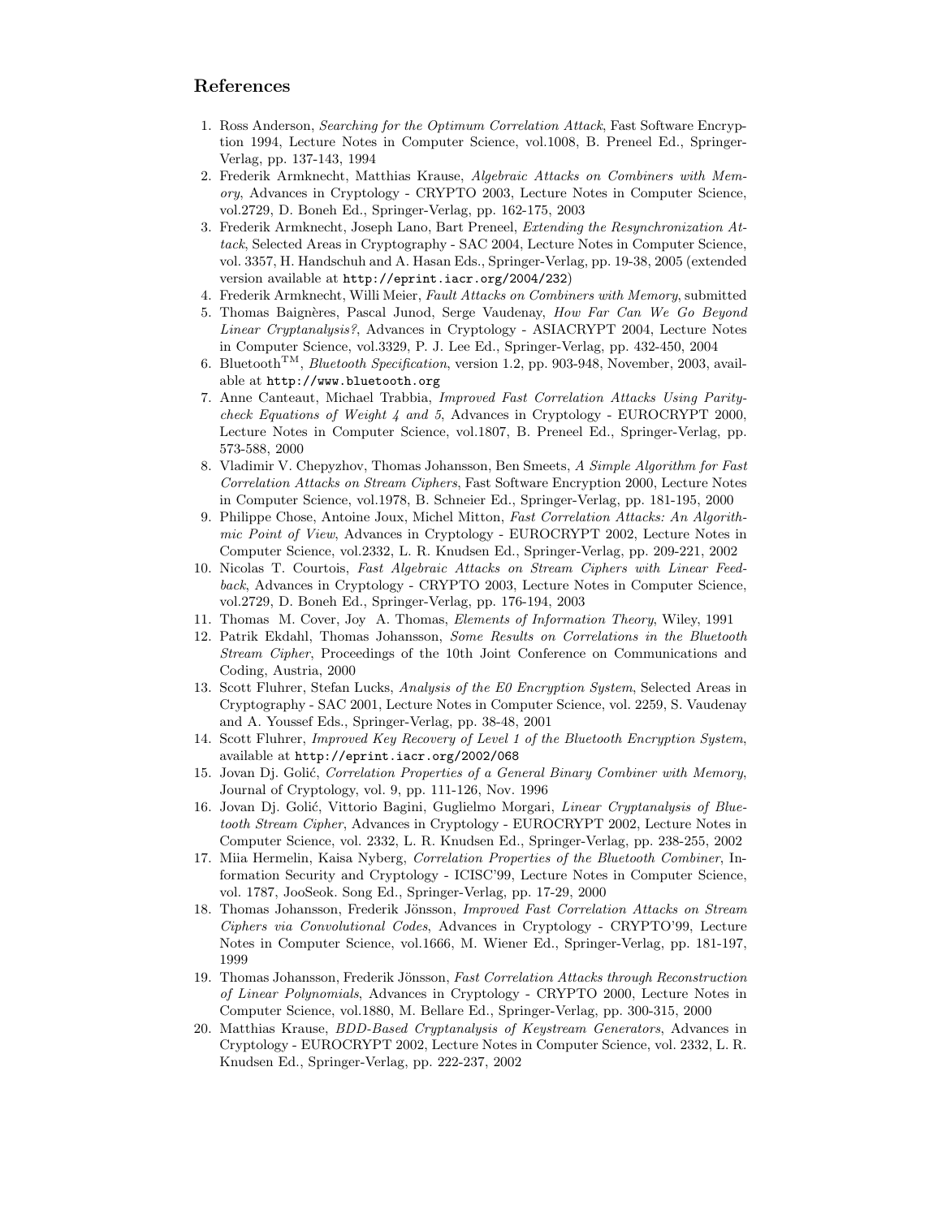## References

1. Ross Anderson, *Searching for the Optimum Correlation Attack*, Fast Software Encryption 1994, Lecture Notes in Computer Science, vol.1008, B. Preneel Ed., Springer-Verlag, pp. 137-143, 1994
2. Frederik Armknecht, Matthias Krause, *Algebraic Attacks on Combiners with Memory*, Advances in Cryptology - CRYPTO 2003, Lecture Notes in Computer Science, vol.2729, D. Boneh Ed., Springer-Verlag, pp. 162-175, 2003
3. Frederik Armknecht, Joseph Lano, Bart Preneel, *Extending the Resynchronization Attack*, Selected Areas in Cryptography - SAC 2004, Lecture Notes in Computer Science, vol. 3357, H. Handschuh and A. Hasan Eds., Springer-Verlag, pp. 19-38, 2005 (extended version available at `http://eprint.iacr.org/2004/232`)
4. Frederik Armknecht, Willi Meier, *Fault Attacks on Combiners with Memory*, submitted
5. Thomas Baignères, Pascal Junod, Serge Vaudenay, *How Far Can We Go Beyond Linear Cryptanalysis?*, Advances in Cryptology - ASIACRYPT 2004, Lecture Notes in Computer Science, vol.3329, P. J. Lee Ed., Springer-Verlag, pp. 432-450, 2004
6. Bluetooth$^{TM}$, *Bluetooth Specification*, version 1.2, pp. 903-948, November, 2003, available at `http://www.bluetooth.org`
7. Anne Canteaut, Michael Trabbia, *Improved Fast Correlation Attacks Using Parity-check Equations of Weight 4 and 5*, Advances in Cryptology - EUROCRYPT 2000, Lecture Notes in Computer Science, vol.1807, B. Preneel Ed., Springer-Verlag, pp. 573-588, 2000
8. Vladimir V. Chepyzhov, Thomas Johansson, Ben Smeets, *A Simple Algorithm for Fast Correlation Attacks on Stream Ciphers*, Fast Software Encryption 2000, Lecture Notes in Computer Science, vol.1978, B. Schneier Ed., Springer-Verlag, pp. 181-195, 2000
9. Philippe Chose, Antoine Joux, Michel Mitton, *Fast Correlation Attacks: An Algorithmic Point of View*, Advances in Cryptology - EUROCRYPT 2002, Lecture Notes in Computer Science, vol.2332, L. R. Knudsen Ed., Springer-Verlag, pp. 209-221, 2002
10. Nicolas T. Courtois, *Fast Algebraic Attacks on Stream Ciphers with Linear Feedback*, Advances in Cryptology - CRYPTO 2003, Lecture Notes in Computer Science, vol.2729, D. Boneh Ed., Springer-Verlag, pp. 176-194, 2003
11. Thomas M. Cover, Joy A. Thomas, *Elements of Information Theory*, Wiley, 1991
12. Patrik Ekdahl, Thomas Johansson, *Some Results on Correlations in the Bluetooth Stream Cipher*, Proceedings of the 10th Joint Conference on Communications and Coding, Austria, 2000
13. Scott Fluhrer, Stefan Lucks, *Analysis of the E0 Encryption System*, Selected Areas in Cryptography - SAC 2001, Lecture Notes in Computer Science, vol. 2259, S. Vaudenay and A. Youssef Eds., Springer-Verlag, pp. 38-48, 2001
14. Scott Fluhrer, *Improved Key Recovery of Level 1 of the Bluetooth Encryption System*, available at `http://eprint.iacr.org/2002/068`
15. Jovan Dj. Golić, *Correlation Properties of a General Binary Combiner with Memory*, Journal of Cryptology, vol. 9, pp. 111-126, Nov. 1996
16. Jovan Dj. Golić, Vittorio Bagini, Guglielmo Morgari, *Linear Cryptanalysis of Bluetooth Stream Cipher*, Advances in Cryptology - EUROCRYPT 2002, Lecture Notes in Computer Science, vol. 2332, L. R. Knudsen Ed., Springer-Verlag, pp. 238-255, 2002
17. Miia Hermelin, Kaisa Nyberg, *Correlation Properties of the Bluetooth Combiner*, Information Security and Cryptology - ICISC'99, Lecture Notes in Computer Science, vol. 1787, JooSeok. Song Ed., Springer-Verlag, pp. 17-29, 2000
18. Thomas Johansson, Frederik Jönsson, *Improved Fast Correlation Attacks on Stream Ciphers via Convolutional Codes*, Advances in Cryptology - CRYPTO'99, Lecture Notes in Computer Science, vol.1666, M. Wiener Ed., Springer-Verlag, pp. 181-197, 1999
19. Thomas Johansson, Frederik Jönsson, *Fast Correlation Attacks through Reconstruction of Linear Polynomials*, Advances in Cryptology - CRYPTO 2000, Lecture Notes in Computer Science, vol.1880, M. Bellare Ed., Springer-Verlag, pp. 300-315, 2000
20. Matthias Krause, *BDD-Based Cryptanalysis of Keystream Generators*, Advances in Cryptology - EUROCRYPT 2002, Lecture Notes in Computer Science, vol. 2332, L. R. Knudsen Ed., Springer-Verlag, pp. 222-237, 2002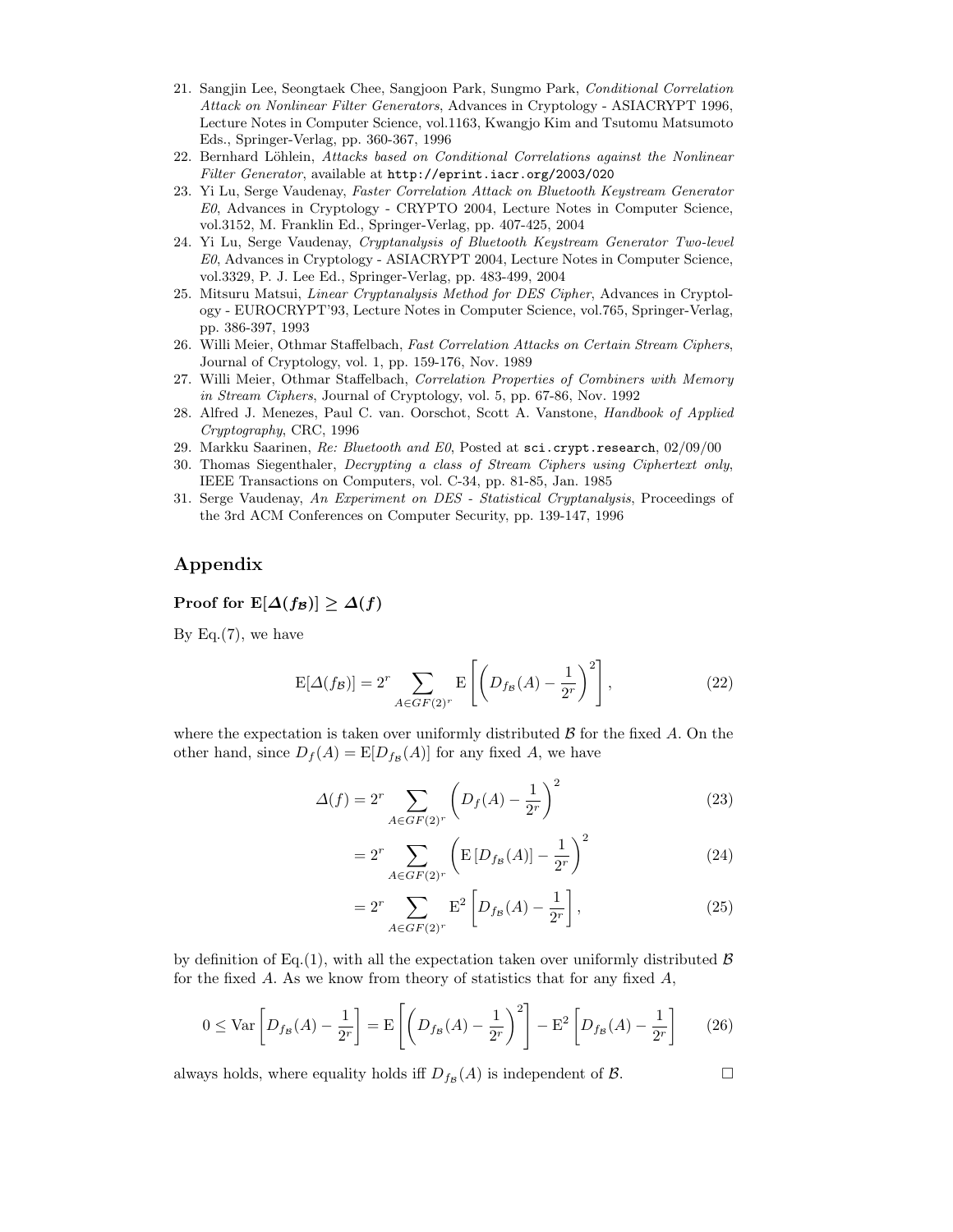21. Sangjin Lee, Seongtaek Chee, Sangjoon Park, Sungmo Park, *Conditional Correlation Attack on Nonlinear Filter Generators*, Advances in Cryptology - ASIACRYPT 1996, Lecture Notes in Computer Science, vol.1163, Kwangjo Kim and Tsutomu Matsumoto Eds., Springer-Verlag, pp. 360-367, 1996
22. Bernhard Löhlein, *Attacks based on Conditional Correlations against the Nonlinear Filter Generator*, available at `http://eprint.iacr.org/2003/020`
23. Yi Lu, Serge Vaudenay, *Faster Correlation Attack on Bluetooth Keystream Generator E0*, Advances in Cryptology - CRYPTO 2004, Lecture Notes in Computer Science, vol.3152, M. Franklin Ed., Springer-Verlag, pp. 407-425, 2004
24. Yi Lu, Serge Vaudenay, *Cryptanalysis of Bluetooth Keystream Generator Two-level E0*, Advances in Cryptology - ASIACRYPT 2004, Lecture Notes in Computer Science, vol.3329, P. J. Lee Ed., Springer-Verlag, pp. 483-499, 2004
25. Mitsuru Matsui, *Linear Cryptanalysis Method for DES Cipher*, Advances in Cryptology - EUROCRYPT'93, Lecture Notes in Computer Science, vol.765, Springer-Verlag, pp. 386-397, 1993
26. Willi Meier, Othmar Staffelbach, *Fast Correlation Attacks on Certain Stream Ciphers*, Journal of Cryptology, vol. 1, pp. 159-176, Nov. 1989
27. Willi Meier, Othmar Staffelbach, *Correlation Properties of Combiners with Memory in Stream Ciphers*, Journal of Cryptology, vol. 5, pp. 67-86, Nov. 1992
28. Alfred J. Menezes, Paul C. van. Oorschot, Scott A. Vanstone, *Handbook of Applied Cryptography*, CRC, 1996
29. Markku Saarinen, *Re: Bluetooth and E0*, Posted at `sci.crypt.research`, 02/09/00
30. Thomas Siegenthaler, *Decrypting a class of Stream Ciphers using Ciphertext only*, IEEE Transactions on Computers, vol. C-34, pp. 81-85, Jan. 1985
31. Serge Vaudenay, *An Experiment on DES - Statistical Cryptanalysis*, Proceedings of the 3rd ACM Conferences on Computer Security, pp. 139-147, 1996

## Appendix

### Proof for $\mathrm{E}[\Delta(f_{\mathcal{B}})] \geq \Delta(f)$

By Eq.(7), we have

$$\mathrm{E}[\Delta(f_{\mathcal{B}})] = 2^r \sum_{A \in GF(2)^r} \mathrm{E}\left[\left(D_{f_{\mathcal{B}}}(A) - \frac{1}{2^r}\right)^2\right], \tag{22}$$

where the expectation is taken over uniformly distributed $\mathcal{B}$ for the fixed $A$. On the other hand, since $D_f(A) = \mathrm{E}[D_{f_{\mathcal{B}}}(A)]$ for any fixed $A$, we have

$$\Delta(f) = 2^r \sum_{A \in GF(2)^r} \left(D_f(A) - \frac{1}{2^r}\right)^2 \tag{23}$$

$$= 2^r \sum_{A \in GF(2)^r} \left(\mathrm{E}\left[D_{f_{\mathcal{B}}}(A)\right] - \frac{1}{2^r}\right)^2 \tag{24}$$

$$= 2^r \sum_{A \in GF(2)^r} \mathrm{E}^2\left[D_{f_{\mathcal{B}}}(A) - \frac{1}{2^r}\right], \tag{25}$$

by definition of Eq.(1), with all the expectation taken over uniformly distributed $\mathcal{B}$ for the fixed $A$. As we know from theory of statistics that for any fixed $A$,

$$0 \leq \mathrm{Var}\left[D_{f_{\mathcal{B}}}(A) - \frac{1}{2^r}\right] = \mathrm{E}\left[\left(D_{f_{\mathcal{B}}}(A) - \frac{1}{2^r}\right)^2\right] - \mathrm{E}^2\left[D_{f_{\mathcal{B}}}(A) - \frac{1}{2^r}\right] \tag{26}$$

always holds, where equality holds iff $D_{f_{\mathcal{B}}}(A)$ is independent of $\mathcal{B}$. □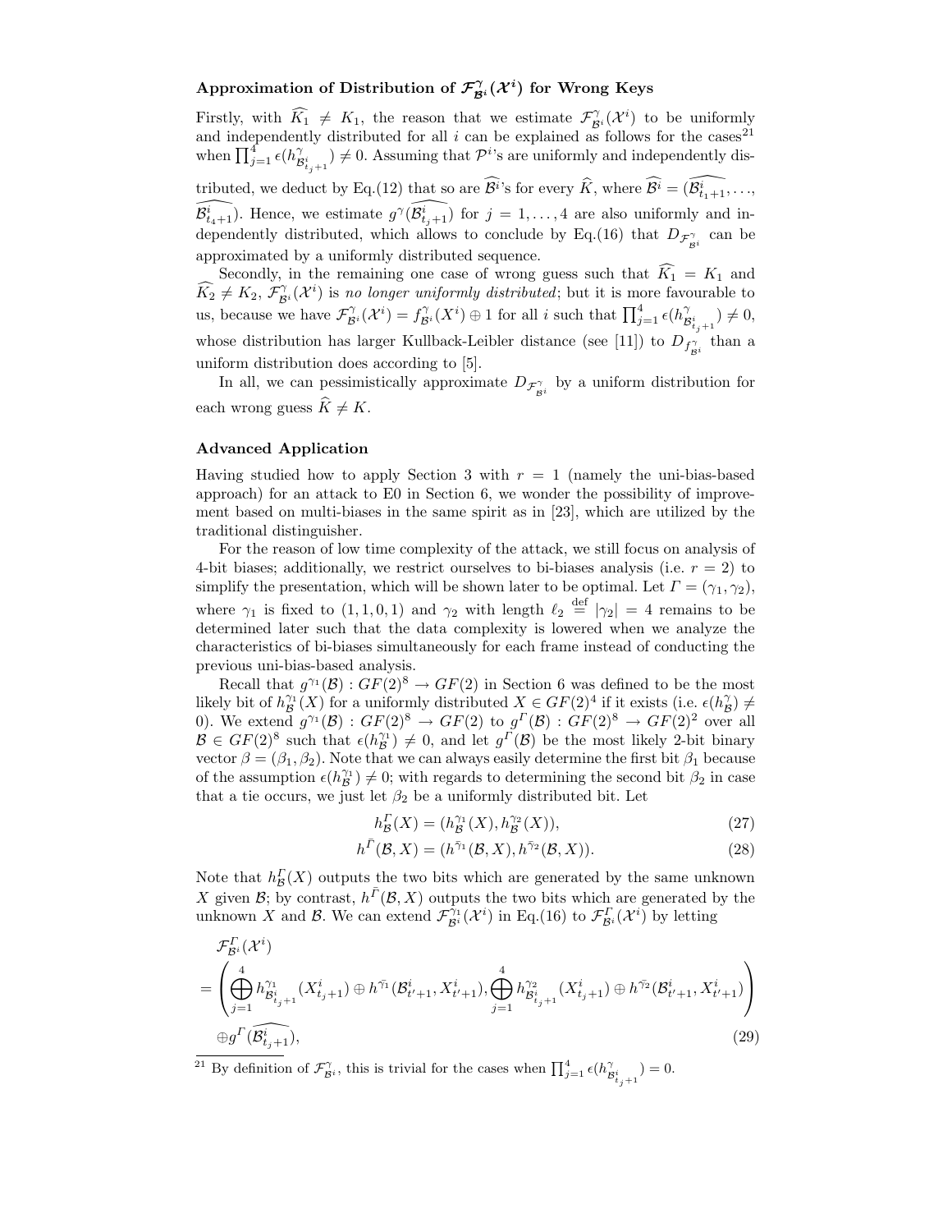**Approximation of Distribution of $\mathcal{F}^{\gamma}_{\mathcal{B}^i}(\mathcal{X}^i)$ for Wrong Keys**

Firstly, with $\widehat{K_1} \neq K_1$, the reason that we estimate $\mathcal{F}^{\gamma}_{\mathcal{B}^i}(\mathcal{X}^i)$ to be uniformly and independently distributed for all $i$ can be explained as follows for the cases[21] when $\prod_{j=1}^{4} \epsilon(h^{\gamma}_{\mathcal{B}^i_{t_j+1}}) \neq 0$. Assuming that $\mathcal{P}^i$'s are uniformly and independently distributed, we deduct by Eq.(12) that so are $\widehat{\mathcal{B}^i}$'s for every $\widehat{K}$, where $\widehat{\mathcal{B}^i} = (\widehat{\mathcal{B}^i_{t_1+1}}, \ldots, \widehat{\mathcal{B}^i_{t_4+1}})$. Hence, we estimate $g^{\gamma}(\widehat{\mathcal{B}^i_{t_j+1}})$ for $j = 1, \ldots, 4$ are also uniformly and independently distributed, which allows to conclude by Eq.(16) that $D_{\mathcal{F}^{\gamma}_{\mathcal{B}^i}}$ can be approximated by a uniformly distributed sequence.

Secondly, in the remaining one case of wrong guess such that $\widehat{K_1} = K_1$ and $\widehat{K_2} \neq K_2$, $\mathcal{F}^{\gamma}_{\mathcal{B}^i}(\mathcal{X}^i)$ is *no longer uniformly distributed*; but it is more favourable to us, because we have $\mathcal{F}^{\gamma}_{\mathcal{B}^i}(\mathcal{X}^i) = f^{\gamma}_{\mathcal{B}^i}(X^i) \oplus 1$ for all $i$ such that $\prod_{j=1}^{4} \epsilon(h^{\gamma}_{\mathcal{B}^i_{t_j+1}}) \neq 0$, whose distribution has larger Kullback-Leibler distance (see [11]) to $D_{f^{\gamma}_{\mathcal{B}^i}}$ than a uniform distribution does according to [5].

In all, we can pessimistically approximate $D_{\mathcal{F}^{\gamma}_{\mathcal{B}^i}}$ by a uniform distribution for each wrong guess $\widehat{K} \neq K$.

**Advanced Application**

Having studied how to apply Section 3 with $r = 1$ (namely the uni-bias-based approach) for an attack to E0 in Section 6, we wonder the possibility of improvement based on multi-biases in the same spirit as in [23], which are utilized by the traditional distinguisher.

For the reason of low time complexity of the attack, we still focus on analysis of 4-bit biases; additionally, we restrict ourselves to bi-biases analysis (i.e. $r = 2$) to simplify the presentation, which will be shown later to be optimal. Let $\Gamma = (\gamma_1, \gamma_2)$, where $\gamma_1$ is fixed to $(1, 1, 0, 1)$ and $\gamma_2$ with length $\ell_2 \stackrel{\text{def}}{=} |\gamma_2| = 4$ remains to be determined later such that the data complexity is lowered when we analyze the characteristics of bi-biases simultaneously for each frame instead of conducting the previous uni-bias-based analysis.

Recall that $g^{\gamma_1}(\mathcal{B}) : GF(2)^8 \to GF(2)$ in Section 6 was defined to be the most likely bit of $h^{\gamma_1}_{\mathcal{B}}(X)$ for a uniformly distributed $X \in GF(2)^4$ if it exists (i.e. $\epsilon(h^{\gamma}_{\mathcal{B}}) \neq 0$). We extend $g^{\gamma_1}(\mathcal{B}) : GF(2)^8 \to GF(2)$ to $g^{\Gamma}(\mathcal{B}) : GF(2)^8 \to GF(2)^2$ over all $\mathcal{B} \in GF(2)^8$ such that $\epsilon(h^{\gamma_1}_{\mathcal{B}}) \neq 0$, and let $g^{\Gamma}(\mathcal{B})$ be the most likely 2-bit binary vector $\beta = (\beta_1, \beta_2)$. Note that we can always easily determine the first bit $\beta_1$ because of the assumption $\epsilon(h^{\gamma_1}_{\mathcal{B}}) \neq 0$; with regards to determining the second bit $\beta_2$ in case that a tie occurs, we just let $\beta_2$ be a uniformly distributed bit. Let

$$h^{\Gamma}_{\mathcal{B}}(X) = (h^{\gamma_1}_{\mathcal{B}}(X), h^{\gamma_2}_{\mathcal{B}}(X)), \tag{27}$$

$$h^{\bar{\Gamma}}(\mathcal{B}, X) = (h^{\bar{\gamma}_1}(\mathcal{B}, X), h^{\bar{\gamma}_2}(\mathcal{B}, X)). \tag{28}$$

Note that $h^{\Gamma}_{\mathcal{B}}(X)$ outputs the two bits which are generated by the same unknown $X$ given $\mathcal{B}$; by contrast, $h^{\bar{\Gamma}}(\mathcal{B}, X)$ outputs the two bits which are generated by the unknown $X$ and $\mathcal{B}$. We can extend $\mathcal{F}^{\gamma_1}_{\mathcal{B}^i}(\mathcal{X}^i)$ in Eq.(16) to $\mathcal{F}^{\Gamma}_{\mathcal{B}^i}(\mathcal{X}^i)$ by letting

$$\begin{aligned}
&\mathcal{F}^{\Gamma}_{\mathcal{B}^i}(\mathcal{X}^i) \\
&= \left( \bigoplus_{j=1}^{4} h^{\gamma_1}_{\mathcal{B}^i_{t_j+1}}(X^i_{t_j+1}) \oplus h^{\bar{\gamma}_1}(\mathcal{B}^i_{t'+1}, X^i_{t'+1}), \bigoplus_{j=1}^{4} h^{\gamma_2}_{\mathcal{B}^i_{t_j+1}}(X^i_{t_j+1}) \oplus h^{\bar{\gamma}_2}(\mathcal{B}^i_{t'+1}, X^i_{t'+1}) \right) \\
&\quad \oplus g^{\Gamma}(\widehat{\mathcal{B}^i_{t_j+1}}),
\end{aligned} \tag{29}$$

[21] By definition of $\mathcal{F}^{\gamma}_{\mathcal{B}^i}$, this is trivial for the cases when $\prod_{j=1}^{4} \epsilon(h^{\gamma}_{\mathcal{B}^i_{t_j+1}}) = 0$.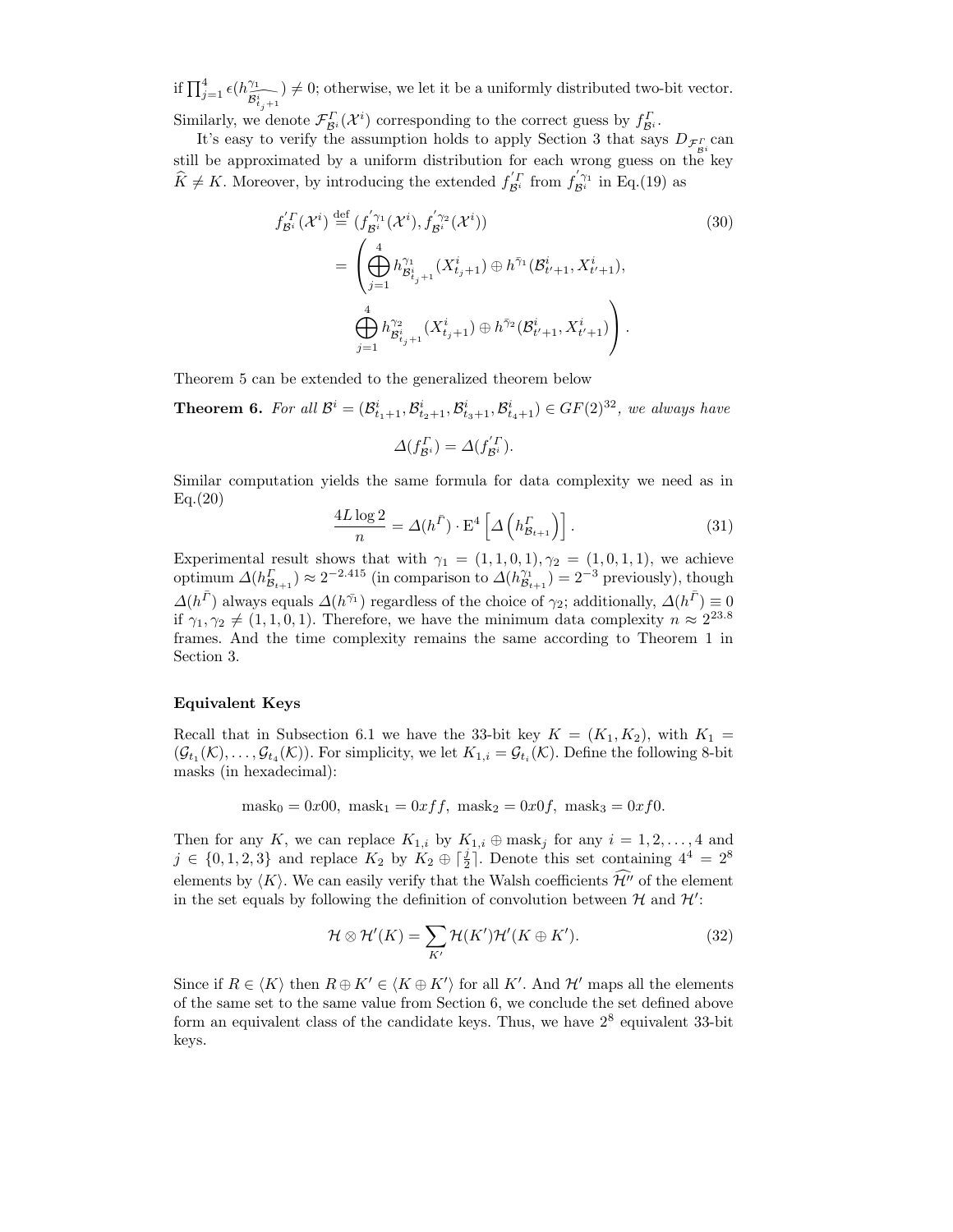if $\prod_{j=1}^{4} \epsilon(h^{\gamma_1}_{\widetilde{\mathcal{B}^i_{t_j+1}}}) \neq 0$; otherwise, we let it be a uniformly distributed two-bit vector. Similarly, we denote $\mathcal{F}^{\Gamma}_{\mathcal{B}^i}(\mathcal{X}^i)$ corresponding to the correct guess by $f^{\Gamma}_{\mathcal{B}^i}$.

It's easy to verify the assumption holds to apply Section 3 that says $D_{\mathcal{F}^{\Gamma}_{\mathcal{B}^i}}$ can still be approximated by a uniform distribution for each wrong guess on the key $\widehat{K} \neq K$. Moreover, by introducing the extended $f^{'\Gamma}_{\mathcal{B}^i}$ from $f^{'\gamma_1}_{\mathcal{B}^i}$ in Eq.(19) as

$$
\begin{aligned}
f^{'\Gamma}_{\mathcal{B}^i}(\mathcal{X}^i) &\stackrel{\text{def}}{=} (f^{'\gamma_1}_{\mathcal{B}^i}(\mathcal{X}^i), f^{'\gamma_2}_{\mathcal{B}^i}(\mathcal{X}^i)) \\
&= \left( \bigoplus_{j=1}^{4} h^{\gamma_1}_{\mathcal{B}^i_{t_j+1}}(X^i_{t_j+1}) \oplus h^{\bar{\gamma}_1}(\mathcal{B}^i_{t'+1}, X^i_{t'+1}), \right. \\
&\qquad \left. \bigoplus_{j=1}^{4} h^{\gamma_2}_{\mathcal{B}^i_{t_j+1}}(X^i_{t_j+1}) \oplus h^{\bar{\gamma}_2}(\mathcal{B}^i_{t'+1}, X^i_{t'+1}) \right).
\end{aligned} \tag{30}
$$

Theorem 5 can be extended to the generalized theorem below

**Theorem 6.** *For all $\mathcal{B}^i = (\mathcal{B}^i_{t_1+1}, \mathcal{B}^i_{t_2+1}, \mathcal{B}^i_{t_3+1}, \mathcal{B}^i_{t_4+1}) \in GF(2)^{32}$, we always have*

$$
\Delta(f^{\Gamma}_{\mathcal{B}^i}) = \Delta(f^{'\Gamma}_{\mathcal{B}^i}).
$$

Similar computation yields the same formula for data complexity we need as in Eq.(20)

$$
\frac{4L \log 2}{n} = \Delta(h^{\bar{\Gamma}}) \cdot \mathrm{E}^4 \left[ \Delta\left( h^{\Gamma}_{\mathcal{B}_{t+1}} \right) \right]. \tag{31}
$$

Experimental result shows that with $\gamma_1 = (1,1,0,1), \gamma_2 = (1,0,1,1)$, we achieve optimum $\Delta(h^{\Gamma}_{\mathcal{B}_{t+1}}) \approx 2^{-2.415}$ (in comparison to $\Delta(h^{\gamma_1}_{\mathcal{B}_{t+1}}) = 2^{-3}$ previously), though $\Delta(h^{\bar{\Gamma}})$ always equals $\Delta(h^{\bar{\gamma}_1})$ regardless of the choice of $\gamma_2$; additionally, $\Delta(h^{\bar{\Gamma}}) \equiv 0$ if $\gamma_1, \gamma_2 \neq (1,1,0,1)$. Therefore, we have the minimum data complexity $n \approx 2^{23.8}$ frames. And the time complexity remains the same according to Theorem 1 in Section 3.

**Equivalent Keys**

Recall that in Subsection 6.1 we have the 33-bit key $K = (K_1, K_2)$, with $K_1 = (\mathcal{G}_{t_1}(\mathcal{K}), \ldots, \mathcal{G}_{t_4}(\mathcal{K}))$. For simplicity, we let $K_{1,i} = \mathcal{G}_{t_i}(\mathcal{K})$. Define the following 8-bit masks (in hexadecimal):

$$
\text{mask}_0 = 0x00,\ \text{mask}_1 = 0xff,\ \text{mask}_2 = 0x0f,\ \text{mask}_3 = 0xf0.
$$

Then for any $K$, we can replace $K_{1,i}$ by $K_{1,i} \oplus \text{mask}_j$ for any $i = 1, 2, \ldots, 4$ and $j \in \{0,1,2,3\}$ and replace $K_2$ by $K_2 \oplus \lceil \frac{j}{2} \rceil$. Denote this set containing $4^4 = 2^8$ elements by $\langle K \rangle$. We can easily verify that the Walsh coefficients $\widehat{\mathcal{H}''}$ of the element in the set equals by following the definition of convolution between $\mathcal{H}$ and $\mathcal{H}'$:

$$
\mathcal{H} \otimes \mathcal{H}'(K) = \sum_{K'} \mathcal{H}(K') \mathcal{H}'(K \oplus K'). \tag{32}
$$

Since if $R \in \langle K \rangle$ then $R \oplus K' \in \langle K \oplus K' \rangle$ for all $K'$. And $\mathcal{H}'$ maps all the elements of the same set to the same value from Section 6, we conclude the set defined above form an equivalent class of the candidate keys. Thus, we have $2^8$ equivalent 33-bit keys.